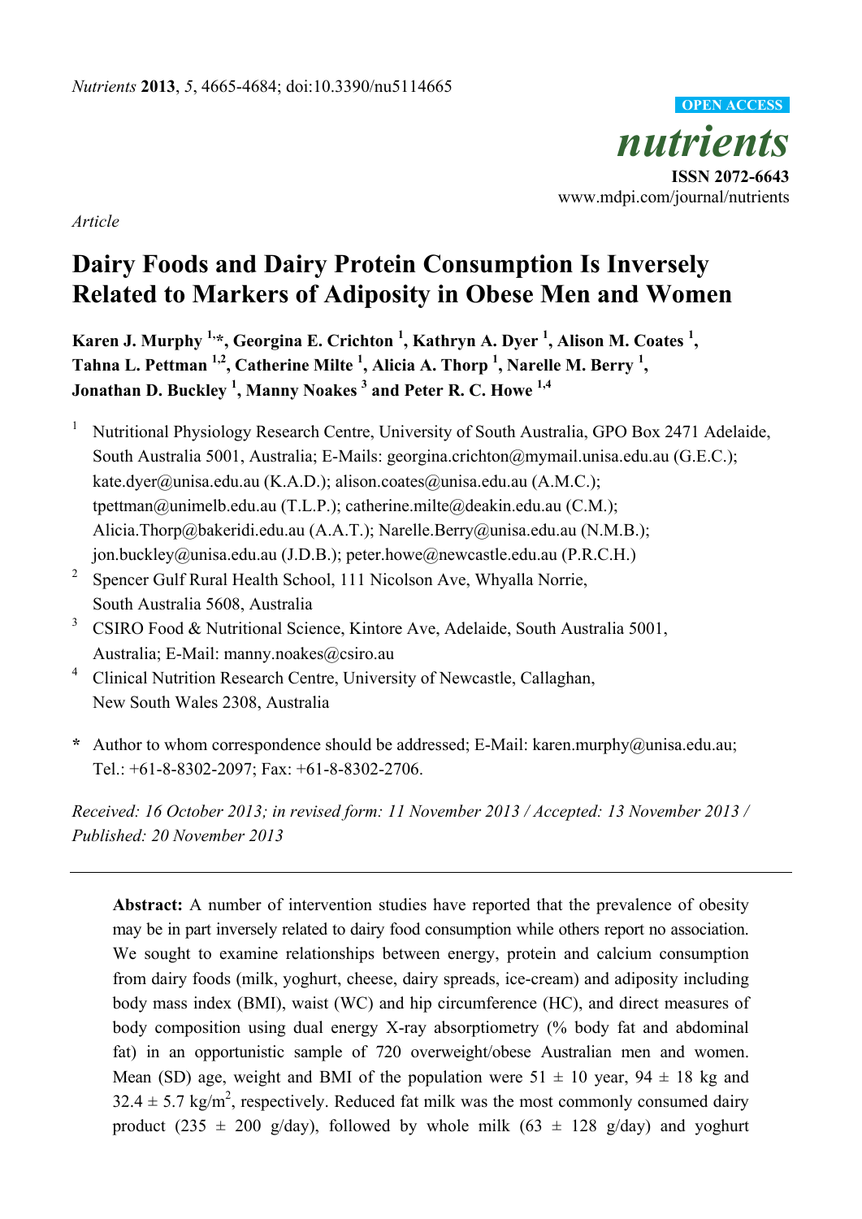*Nutrients* **2013**, *5*, 4665-4684; doi:10.3390/nu5114665

OPEN ACCESS

***nutrients***

**ISSN 2072-6643**

www.mdpi.com/journal/nutrients

*Article*

# Dairy Foods and Dairy Protein Consumption Is Inversely Related to Markers of Adiposity in Obese Men and Women

**Karen J. Murphy [1,]*, Georgina E. Crichton [1], Kathryn A. Dyer [1], Alison M. Coates [1], Tahna L. Pettman [1,2], Catherine Milte [1], Alicia A. Thorp [1], Narelle M. Berry [1], Jonathan D. Buckley [1], Manny Noakes [3] and Peter R. C. Howe [1,4]**

1. Nutritional Physiology Research Centre, University of South Australia, GPO Box 2471 Adelaide, South Australia 5001, Australia; E-Mails: georgina.crichton@mymail.unisa.edu.au (G.E.C.); kate.dyer@unisa.edu.au (K.A.D.); alison.coates@unisa.edu.au (A.M.C.); tpettman@unimelb.edu.au (T.L.P.); catherine.milte@deakin.edu.au (C.M.); Alicia.Thorp@bakeridi.edu.au (A.A.T.); Narelle.Berry@unisa.edu.au (N.M.B.); jon.buckley@unisa.edu.au (J.D.B.); peter.howe@newcastle.edu.au (P.R.C.H.)
2. Spencer Gulf Rural Health School, 111 Nicolson Ave, Whyalla Norrie, South Australia 5608, Australia
3. CSIRO Food & Nutritional Science, Kintore Ave, Adelaide, South Australia 5001, Australia; E-Mail: manny.noakes@csiro.au
4. Clinical Nutrition Research Centre, University of Newcastle, Callaghan, New South Wales 2308, Australia

**\*** Author to whom correspondence should be addressed; E-Mail: karen.murphy@unisa.edu.au; Tel.: +61-8-8302-2097; Fax: +61-8-8302-2706.

*Received: 16 October 2013; in revised form: 11 November 2013 / Accepted: 13 November 2013 / Published: 20 November 2013*

---

**Abstract:** A number of intervention studies have reported that the prevalence of obesity may be in part inversely related to dairy food consumption while others report no association. We sought to examine relationships between energy, protein and calcium consumption from dairy foods (milk, yoghurt, cheese, dairy spreads, ice-cream) and adiposity including body mass index (BMI), waist (WC) and hip circumference (HC), and direct measures of body composition using dual energy X-ray absorptiometry (% body fat and abdominal fat) in an opportunistic sample of 720 overweight/obese Australian men and women. Mean (SD) age, weight and BMI of the population were 51 ± 10 year, 94 ± 18 kg and 32.4 ± 5.7 kg/m$^2$, respectively. Reduced fat milk was the most commonly consumed dairy product (235 ± 200 g/day), followed by whole milk (63 ± 128 g/day) and yoghurt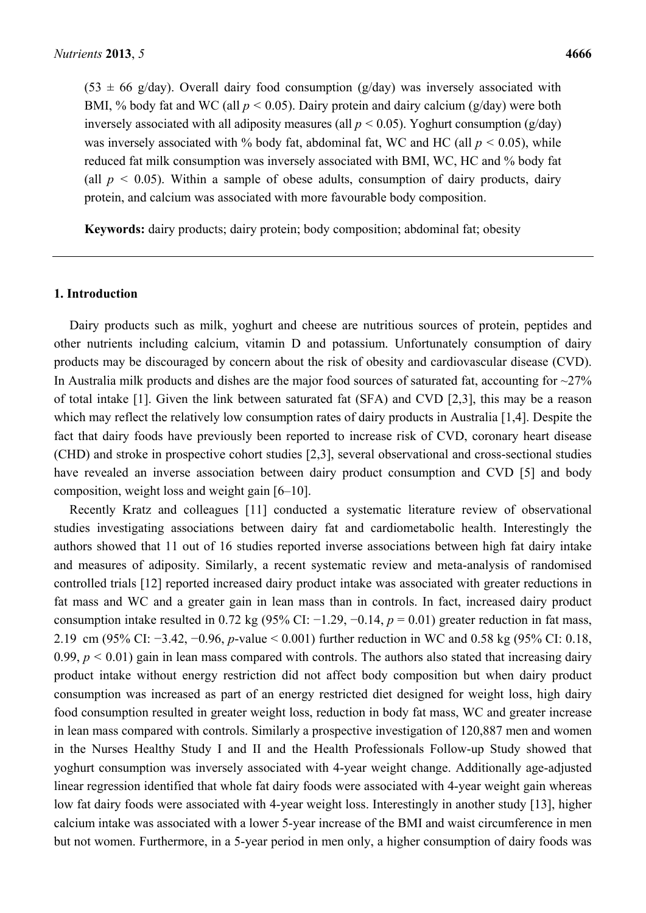(53 ± 66 g/day). Overall dairy food consumption (g/day) was inversely associated with BMI, % body fat and WC (all $p < 0.05$). Dairy protein and dairy calcium (g/day) were both inversely associated with all adiposity measures (all $p < 0.05$). Yoghurt consumption (g/day) was inversely associated with % body fat, abdominal fat, WC and HC (all $p < 0.05$), while reduced fat milk consumption was inversely associated with BMI, WC, HC and % body fat (all $p < 0.05$). Within a sample of obese adults, consumption of dairy products, dairy protein, and calcium was associated with more favourable body composition.

**Keywords:** dairy products; dairy protein; body composition; abdominal fat; obesity

## 1. Introduction

Dairy products such as milk, yoghurt and cheese are nutritious sources of protein, peptides and other nutrients including calcium, vitamin D and potassium. Unfortunately consumption of dairy products may be discouraged by concern about the risk of obesity and cardiovascular disease (CVD). In Australia milk products and dishes are the major food sources of saturated fat, accounting for ~27% of total intake [1]. Given the link between saturated fat (SFA) and CVD [2,3], this may be a reason which may reflect the relatively low consumption rates of dairy products in Australia [1,4]. Despite the fact that dairy foods have previously been reported to increase risk of CVD, coronary heart disease (CHD) and stroke in prospective cohort studies [2,3], several observational and cross-sectional studies have revealed an inverse association between dairy product consumption and CVD [5] and body composition, weight loss and weight gain [6–10].

Recently Kratz and colleagues [11] conducted a systematic literature review of observational studies investigating associations between dairy fat and cardiometabolic health. Interestingly the authors showed that 11 out of 16 studies reported inverse associations between high fat dairy intake and measures of adiposity. Similarly, a recent systematic review and meta-analysis of randomised controlled trials [12] reported increased dairy product intake was associated with greater reductions in fat mass and WC and a greater gain in lean mass than in controls. In fact, increased dairy product consumption intake resulted in 0.72 kg (95% CI: −1.29, −0.14, $p = 0.01$) greater reduction in fat mass, 2.19 cm (95% CI: −3.42, −0.96, $p$-value < 0.001) further reduction in WC and 0.58 kg (95% CI: 0.18, 0.99, $p < 0.01$) gain in lean mass compared with controls. The authors also stated that increasing dairy product intake without energy restriction did not affect body composition but when dairy product consumption was increased as part of an energy restricted diet designed for weight loss, high dairy food consumption resulted in greater weight loss, reduction in body fat mass, WC and greater increase in lean mass compared with controls. Similarly a prospective investigation of 120,887 men and women in the Nurses Healthy Study I and II and the Health Professionals Follow-up Study showed that yoghurt consumption was inversely associated with 4-year weight change. Additionally age-adjusted linear regression identified that whole fat dairy foods were associated with 4-year weight gain whereas low fat dairy foods were associated with 4-year weight loss. Interestingly in another study [13], higher calcium intake was associated with a lower 5-year increase of the BMI and waist circumference in men but not women. Furthermore, in a 5-year period in men only, a higher consumption of dairy foods was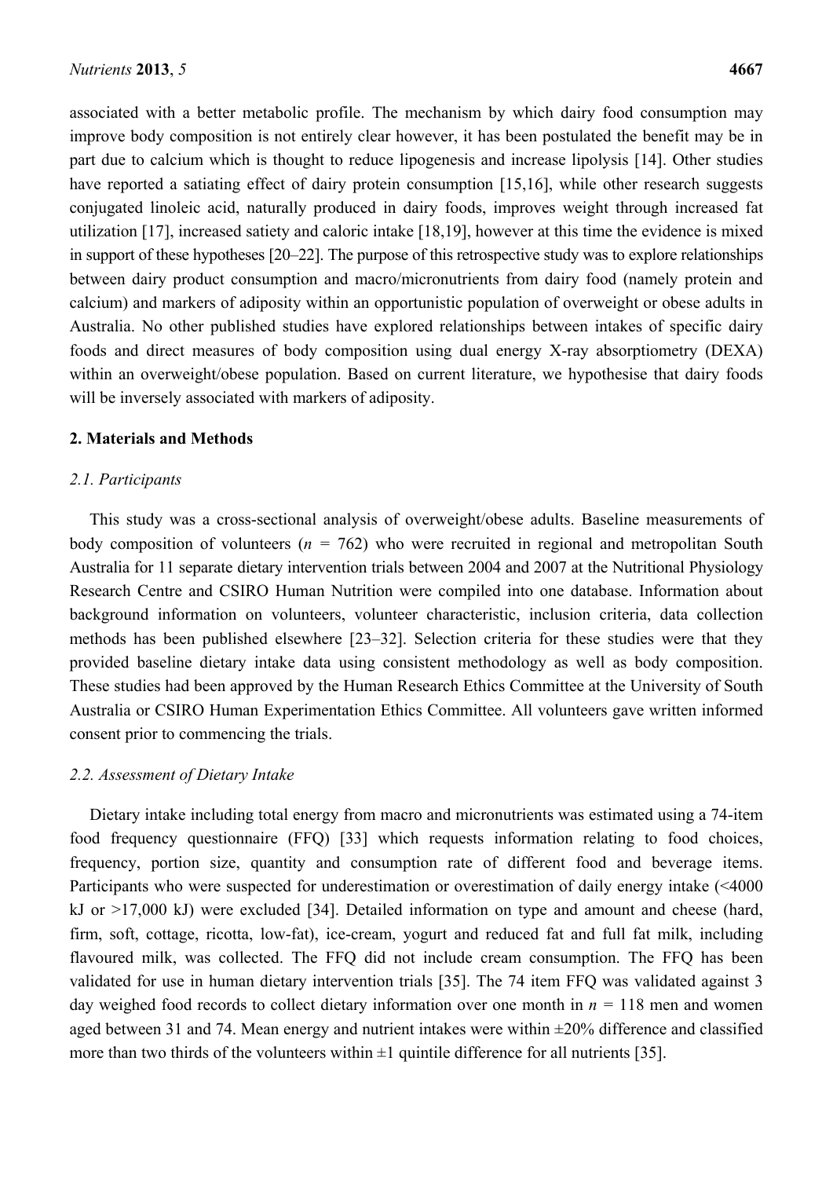associated with a better metabolic profile. The mechanism by which dairy food consumption may improve body composition is not entirely clear however, it has been postulated the benefit may be in part due to calcium which is thought to reduce lipogenesis and increase lipolysis [14]. Other studies have reported a satiating effect of dairy protein consumption [15,16], while other research suggests conjugated linoleic acid, naturally produced in dairy foods, improves weight through increased fat utilization [17], increased satiety and caloric intake [18,19], however at this time the evidence is mixed in support of these hypotheses [20–22]. The purpose of this retrospective study was to explore relationships between dairy product consumption and macro/micronutrients from dairy food (namely protein and calcium) and markers of adiposity within an opportunistic population of overweight or obese adults in Australia. No other published studies have explored relationships between intakes of specific dairy foods and direct measures of body composition using dual energy X-ray absorptiometry (DEXA) within an overweight/obese population. Based on current literature, we hypothesise that dairy foods will be inversely associated with markers of adiposity.

## 2. Materials and Methods

### 2.1. Participants

This study was a cross-sectional analysis of overweight/obese adults. Baseline measurements of body composition of volunteers ($n$ = 762) who were recruited in regional and metropolitan South Australia for 11 separate dietary intervention trials between 2004 and 2007 at the Nutritional Physiology Research Centre and CSIRO Human Nutrition were compiled into one database. Information about background information on volunteers, volunteer characteristic, inclusion criteria, data collection methods has been published elsewhere [23–32]. Selection criteria for these studies were that they provided baseline dietary intake data using consistent methodology as well as body composition. These studies had been approved by the Human Research Ethics Committee at the University of South Australia or CSIRO Human Experimentation Ethics Committee. All volunteers gave written informed consent prior to commencing the trials.

### 2.2. Assessment of Dietary Intake

Dietary intake including total energy from macro and micronutrients was estimated using a 74-item food frequency questionnaire (FFQ) [33] which requests information relating to food choices, frequency, portion size, quantity and consumption rate of different food and beverage items. Participants who were suspected for underestimation or overestimation of daily energy intake (<4000 kJ or >17,000 kJ) were excluded [34]. Detailed information on type and amount and cheese (hard, firm, soft, cottage, ricotta, low-fat), ice-cream, yogurt and reduced fat and full fat milk, including flavoured milk, was collected. The FFQ did not include cream consumption. The FFQ has been validated for use in human dietary intervention trials [35]. The 74 item FFQ was validated against 3 day weighed food records to collect dietary information over one month in $n$ = 118 men and women aged between 31 and 74. Mean energy and nutrient intakes were within ±20% difference and classified more than two thirds of the volunteers within ±1 quintile difference for all nutrients [35].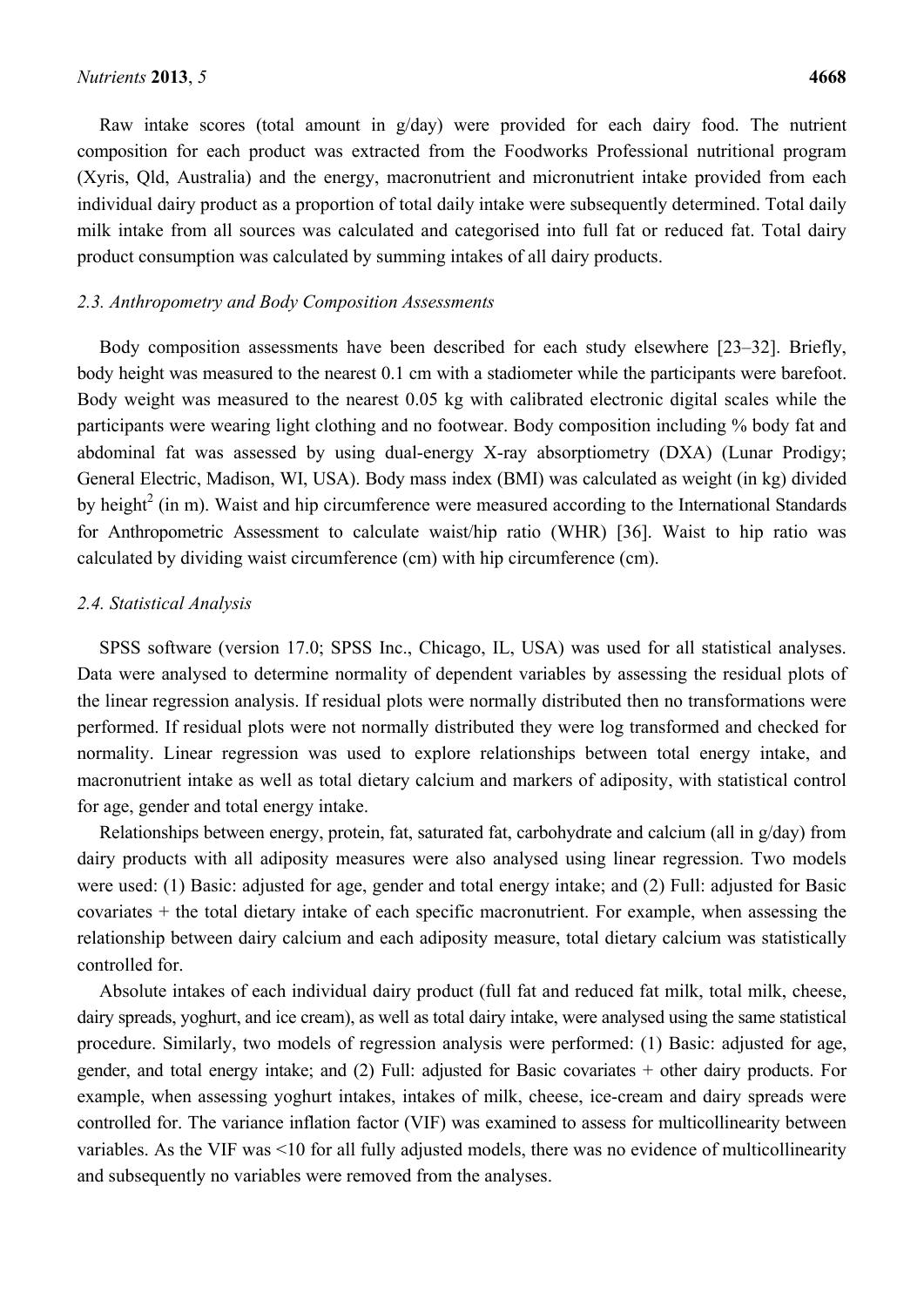Raw intake scores (total amount in g/day) were provided for each dairy food. The nutrient composition for each product was extracted from the Foodworks Professional nutritional program (Xyris, Qld, Australia) and the energy, macronutrient and micronutrient intake provided from each individual dairy product as a proportion of total daily intake were subsequently determined. Total daily milk intake from all sources was calculated and categorised into full fat or reduced fat. Total dairy product consumption was calculated by summing intakes of all dairy products.

### *2.3. Anthropometry and Body Composition Assessments*

Body composition assessments have been described for each study elsewhere [23–32]. Briefly, body height was measured to the nearest 0.1 cm with a stadiometer while the participants were barefoot. Body weight was measured to the nearest 0.05 kg with calibrated electronic digital scales while the participants were wearing light clothing and no footwear. Body composition including % body fat and abdominal fat was assessed by using dual-energy X-ray absorptiometry (DXA) (Lunar Prodigy; General Electric, Madison, WI, USA). Body mass index (BMI) was calculated as weight (in kg) divided by height$^2$ (in m). Waist and hip circumference were measured according to the International Standards for Anthropometric Assessment to calculate waist/hip ratio (WHR) [36]. Waist to hip ratio was calculated by dividing waist circumference (cm) with hip circumference (cm).

### *2.4. Statistical Analysis*

SPSS software (version 17.0; SPSS Inc., Chicago, IL, USA) was used for all statistical analyses. Data were analysed to determine normality of dependent variables by assessing the residual plots of the linear regression analysis. If residual plots were normally distributed then no transformations were performed. If residual plots were not normally distributed they were log transformed and checked for normality. Linear regression was used to explore relationships between total energy intake, and macronutrient intake as well as total dietary calcium and markers of adiposity, with statistical control for age, gender and total energy intake.

Relationships between energy, protein, fat, saturated fat, carbohydrate and calcium (all in g/day) from dairy products with all adiposity measures were also analysed using linear regression. Two models were used: (1) Basic: adjusted for age, gender and total energy intake; and (2) Full: adjusted for Basic covariates + the total dietary intake of each specific macronutrient. For example, when assessing the relationship between dairy calcium and each adiposity measure, total dietary calcium was statistically controlled for.

Absolute intakes of each individual dairy product (full fat and reduced fat milk, total milk, cheese, dairy spreads, yoghurt, and ice cream), as well as total dairy intake, were analysed using the same statistical procedure. Similarly, two models of regression analysis were performed: (1) Basic: adjusted for age, gender, and total energy intake; and (2) Full: adjusted for Basic covariates + other dairy products. For example, when assessing yoghurt intakes, intakes of milk, cheese, ice-cream and dairy spreads were controlled for. The variance inflation factor (VIF) was examined to assess for multicollinearity between variables. As the VIF was <10 for all fully adjusted models, there was no evidence of multicollinearity and subsequently no variables were removed from the analyses.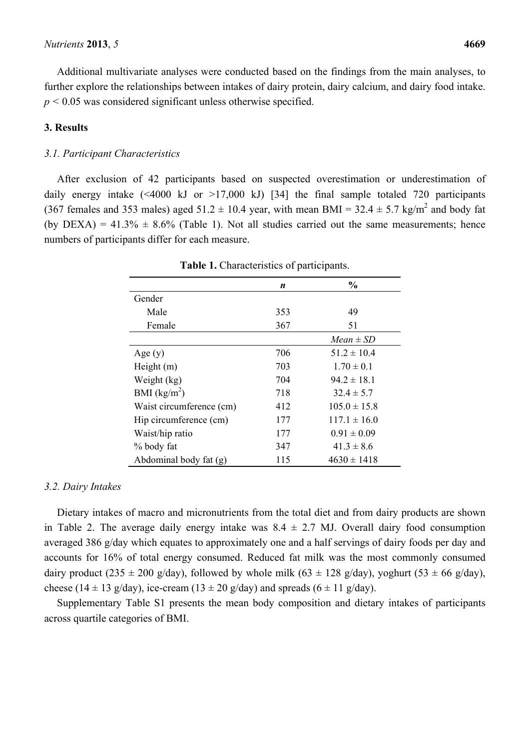Additional multivariate analyses were conducted based on the findings from the main analyses, to further explore the relationships between intakes of dairy protein, dairy calcium, and dairy food intake. $p < 0.05$ was considered significant unless otherwise specified.

## 3. Results

### 3.1. Participant Characteristics

After exclusion of 42 participants based on suspected overestimation or underestimation of daily energy intake (<4000 kJ or >17,000 kJ) [34] the final sample totaled 720 participants (367 females and 353 males) aged 51.2 ± 10.4 year, with mean BMI = 32.4 ± 5.7 kg/m$^2$ and body fat (by DEXA) = 41.3% ± 8.6% (Table 1). Not all studies carried out the same measurements; hence numbers of participants differ for each measure.

**Table 1.** Characteristics of participants.

| | *n* | % |
|---|---|---|
| Gender | | |
| Male | 353 | 49 |
| Female | 367 | 51 |
| | | *Mean ± SD* |
| Age (y) | 706 | 51.2 ± 10.4 |
| Height (m) | 703 | 1.70 ± 0.1 |
| Weight (kg) | 704 | 94.2 ± 18.1 |
| BMI (kg/m$^2$) | 718 | 32.4 ± 5.7 |
| Waist circumference (cm) | 412 | 105.0 ± 15.8 |
| Hip circumference (cm) | 177 | 117.1 ± 16.0 |
| Waist/hip ratio | 177 | 0.91 ± 0.09 |
| % body fat | 347 | 41.3 ± 8.6 |
| Abdominal body fat (g) | 115 | 4630 ± 1418 |

### 3.2. Dairy Intakes

Dietary intakes of macro and micronutrients from the total diet and from dairy products are shown in Table 2. The average daily energy intake was 8.4 ± 2.7 MJ. Overall dairy food consumption averaged 386 g/day which equates to approximately one and a half servings of dairy foods per day and accounts for 16% of total energy consumed. Reduced fat milk was the most commonly consumed dairy product (235 ± 200 g/day), followed by whole milk (63 ± 128 g/day), yoghurt (53 ± 66 g/day), cheese (14 ± 13 g/day), ice-cream (13 ± 20 g/day) and spreads (6 ± 11 g/day).

Supplementary Table S1 presents the mean body composition and dietary intakes of participants across quartile categories of BMI.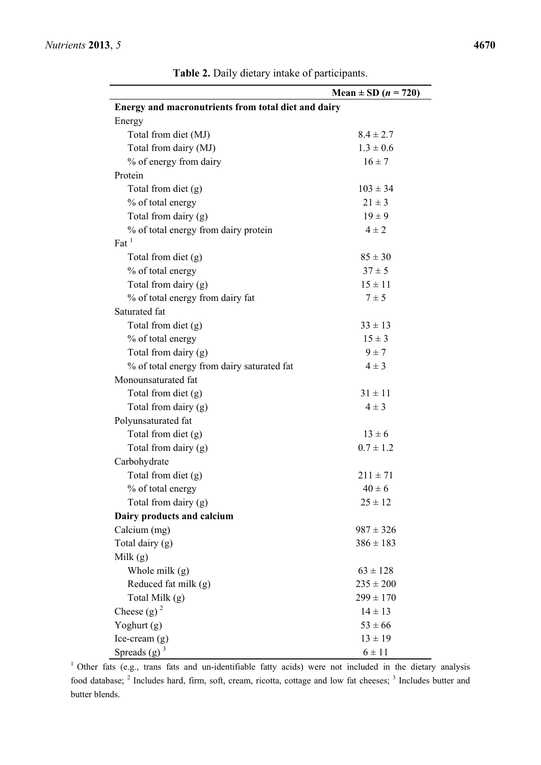**Table 2.** Daily dietary intake of participants.

| | Mean ± SD (*n* = 720) |
|---|---|
| **Energy and macronutrients from total diet and dairy** | |
| Energy | |
| Total from diet (MJ) | 8.4 ± 2.7 |
| Total from dairy (MJ) | 1.3 ± 0.6 |
| % of energy from dairy | 16 ± 7 |
| Protein | |
| Total from diet (g) | 103 ± 34 |
| % of total energy | 21 ± 3 |
| Total from dairy (g) | 19 ± 9 |
| % of total energy from dairy protein | 4 ± 2 |
| Fat [1] | |
| Total from diet (g) | 85 ± 30 |
| % of total energy | 37 ± 5 |
| Total from dairy (g) | 15 ± 11 |
| % of total energy from dairy fat | 7 ± 5 |
| Saturated fat | |
| Total from diet (g) | 33 ± 13 |
| % of total energy | 15 ± 3 |
| Total from dairy (g) | 9 ± 7 |
| % of total energy from dairy saturated fat | 4 ± 3 |
| Monounsaturated fat | |
| Total from diet (g) | 31 ± 11 |
| Total from dairy (g) | 4 ± 3 |
| Polyunsaturated fat | |
| Total from diet (g) | 13 ± 6 |
| Total from dairy (g) | 0.7 ± 1.2 |
| Carbohydrate | |
| Total from diet (g) | 211 ± 71 |
| % of total energy | 40 ± 6 |
| Total from dairy (g) | 25 ± 12 |
| **Dairy products and calcium** | |
| Calcium (mg) | 987 ± 326 |
| Total dairy (g) | 386 ± 183 |
| Milk (g) | |
| Whole milk (g) | 63 ± 128 |
| Reduced fat milk (g) | 235 ± 200 |
| Total Milk (g) | 299 ± 170 |
| Cheese (g) [2] | 14 ± 13 |
| Yoghurt (g) | 53 ± 66 |
| Ice-cream (g) | 13 ± 19 |
| Spreads (g) [3] | 6 ± 11 |

[1] Other fats (e.g., trans fats and un-identifiable fatty acids) were not included in the dietary analysis food database; [2] Includes hard, firm, soft, cream, ricotta, cottage and low fat cheeses; [3] Includes butter and butter blends.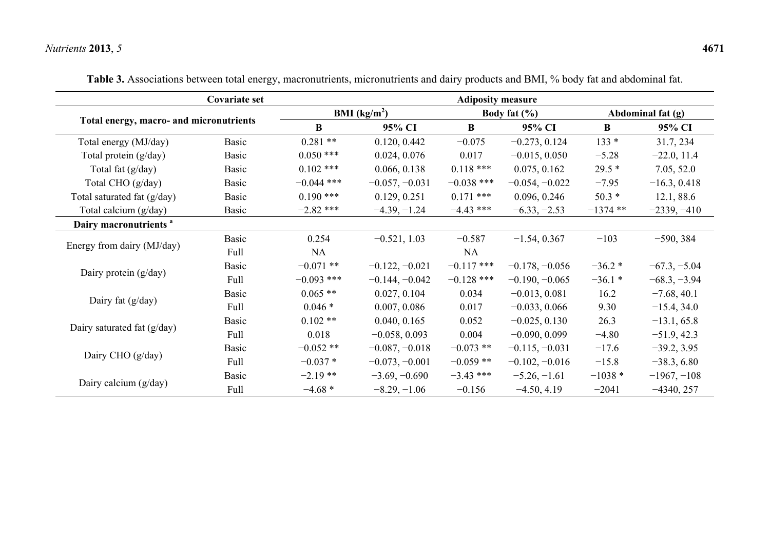**Table 3.** Associations between total energy, macronutrients, micronutrients and dairy products and BMI, % body fat and abdominal fat.

| Total energy, macro- and micronutrients | Covariate set | BMI ($kg/m^2$) B | BMI ($kg/m^2$) 95% CI | Body fat (%) B | Body fat (%) 95% CI | Abdominal fat (g) B | Abdominal fat (g) 95% CI |
|---|---|---|---|---|---|---|---|
| Total energy (MJ/day) | Basic | 0.281 ** | 0.120, 0.442 | −0.075 | −0.273, 0.124 | 133 * | 31.7, 234 |
| Total protein (g/day) | Basic | 0.050 *** | 0.024, 0.076 | 0.017 | −0.015, 0.050 | −5.28 | −22.0, 11.4 |
| Total fat (g/day) | Basic | 0.102 *** | 0.066, 0.138 | 0.118 *** | 0.075, 0.162 | 29.5 * | 7.05, 52.0 |
| Total CHO (g/day) | Basic | −0.044 *** | −0.057, −0.031 | −0.038 *** | −0.054, −0.022 | −7.95 | −16.3, 0.418 |
| Total saturated fat (g/day) | Basic | 0.190 *** | 0.129, 0.251 | 0.171 *** | 0.096, 0.246 | 50.3 * | 12.1, 88.6 |
| Total calcium (g/day) | Basic | −2.82 *** | −4.39, −1.24 | −4.43 *** | −6.33, −2.53 | −1374 ** | −2339, −410 |
| **Dairy macronutrients** [a] | | | | | | | |
| Energy from dairy (MJ/day) | Basic | 0.254 | −0.521, 1.03 | −0.587 | −1.54, 0.367 | −103 | −590, 384 |
| | Full | NA | | NA | | | |
| Dairy protein (g/day) | Basic | −0.071 ** | −0.122, −0.021 | −0.117 *** | −0.178, −0.056 | −36.2 * | −67.3, −5.04 |
| | Full | −0.093 *** | −0.144, −0.042 | −0.128 *** | −0.190, −0.065 | −36.1 * | −68.3, −3.94 |
| Dairy fat (g/day) | Basic | 0.065 ** | 0.027, 0.104 | 0.034 | −0.013, 0.081 | 16.2 | −7.68, 40.1 |
| | Full | 0.046 * | 0.007, 0.086 | 0.017 | −0.033, 0.066 | 9.30 | −15.4, 34.0 |
| Dairy saturated fat (g/day) | Basic | 0.102 ** | 0.040, 0.165 | 0.052 | −0.025, 0.130 | 26.3 | −13.1, 65.8 |
| | Full | 0.018 | −0.058, 0.093 | 0.004 | −0.090, 0.099 | −4.80 | −51.9, 42.3 |
| Dairy CHO (g/day) | Basic | −0.052 ** | −0.087, −0.018 | −0.073 ** | −0.115, −0.031 | −17.6 | −39.2, 3.95 |
| | Full | −0.037 * | −0.073, −0.001 | −0.059 ** | −0.102, −0.016 | −15.8 | −38.3, 6.80 |
| Dairy calcium (g/day) | Basic | −2.19 ** | −3.69, −0.690 | −3.43 *** | −5.26, −1.61 | −1038 * | −1967, −108 |
| | Full | −4.68 * | −8.29, −1.06 | −0.156 | −4.50, 4.19 | −2041 | −4340, 257 |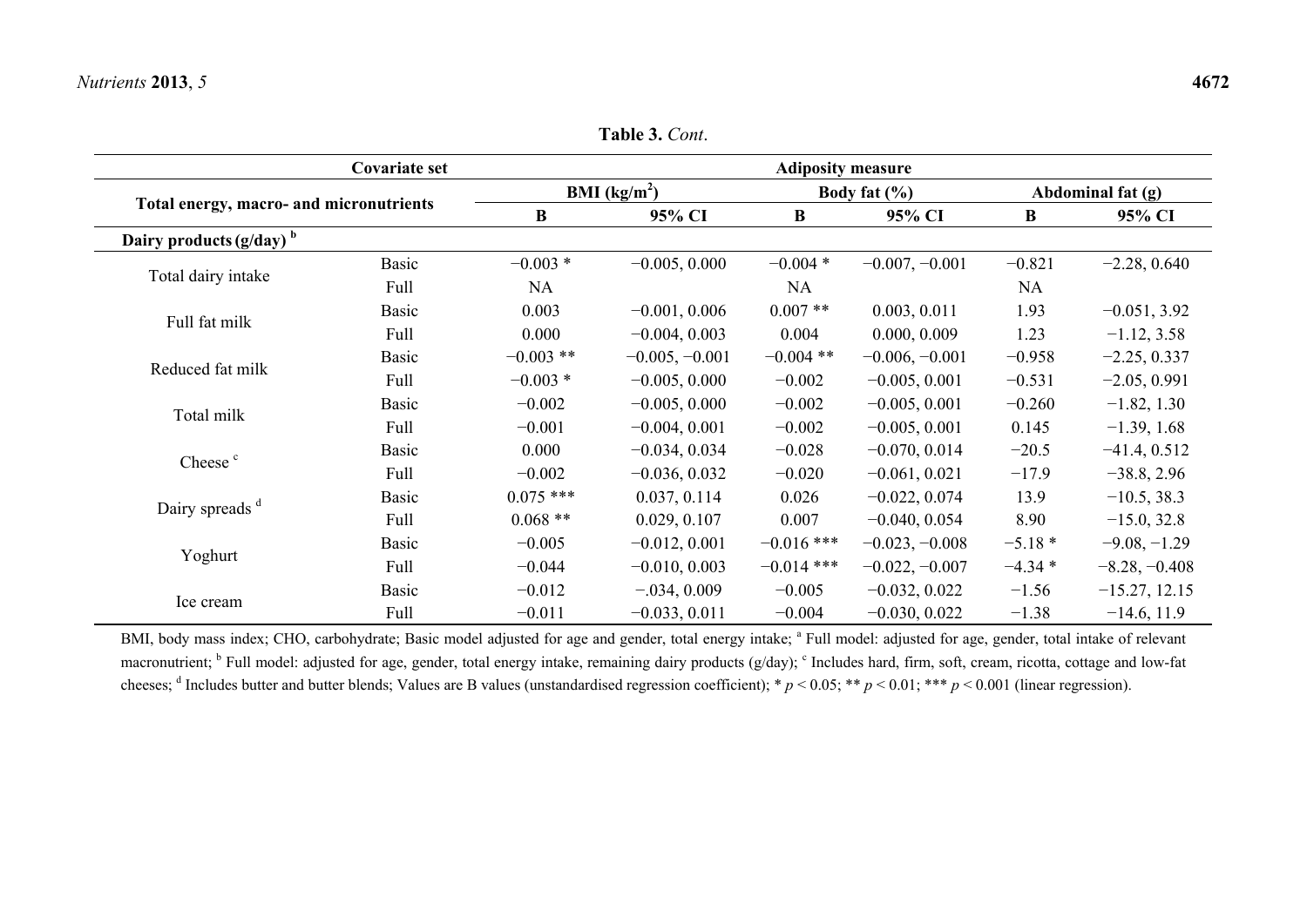**Table 3.** *Cont*.

| Covariate set | | Adiposity measure | | | | | |
|---|---|---|---|---|---|---|---|
| Total energy, macro- and micronutrients | | BMI (kg/m$^2$) | | Body fat (%) | | Abdominal fat (g) | |
| | | B | 95% CI | B | 95% CI | B | 95% CI |
| **Dairy products (g/day)** [b] | | | | | | | |
| Total dairy intake | Basic | −0.003 * | −0.005, 0.000 | −0.004 * | −0.007, −0.001 | −0.821 | −2.28, 0.640 |
| | Full | NA | | NA | | NA | |
| Full fat milk | Basic | 0.003 | −0.001, 0.006 | 0.007 ** | 0.003, 0.011 | 1.93 | −0.051, 3.92 |
| | Full | 0.000 | −0.004, 0.003 | 0.004 | 0.000, 0.009 | 1.23 | −1.12, 3.58 |
| Reduced fat milk | Basic | −0.003 ** | −0.005, −0.001 | −0.004 ** | −0.006, −0.001 | −0.958 | −2.25, 0.337 |
| | Full | −0.003 * | −0.005, 0.000 | −0.002 | −0.005, 0.001 | −0.531 | −2.05, 0.991 |
| Total milk | Basic | −0.002 | −0.005, 0.000 | −0.002 | −0.005, 0.001 | −0.260 | −1.82, 1.30 |
| | Full | −0.001 | −0.004, 0.001 | −0.002 | −0.005, 0.001 | 0.145 | −1.39, 1.68 |
| Cheese [c] | Basic | 0.000 | −0.034, 0.034 | −0.028 | −0.070, 0.014 | −20.5 | −41.4, 0.512 |
| | Full | −0.002 | −0.036, 0.032 | −0.020 | −0.061, 0.021 | −17.9 | −38.8, 2.96 |
| Dairy spreads [d] | Basic | 0.075 *** | 0.037, 0.114 | 0.026 | −0.022, 0.074 | 13.9 | −10.5, 38.3 |
| | Full | 0.068 ** | 0.029, 0.107 | 0.007 | −0.040, 0.054 | 8.90 | −15.0, 32.8 |
| Yoghurt | Basic | −0.005 | −0.012, 0.001 | −0.016 *** | −0.023, −0.008 | −5.18 * | −9.08, −1.29 |
| | Full | −0.044 | −0.010, 0.003 | −0.014 *** | −0.022, −0.007 | −4.34 * | −8.28, −0.408 |
| Ice cream | Basic | −0.012 | −.034, 0.009 | −0.005 | −0.032, 0.022 | −1.56 | −15.27, 12.15 |
| | Full | −0.011 | −0.033, 0.011 | −0.004 | −0.030, 0.022 | −1.38 | −14.6, 11.9 |

BMI, body mass index; CHO, carbohydrate; Basic model adjusted for age and gender, total energy intake; [a] Full model: adjusted for age, gender, total intake of relevant macronutrient; [b] Full model: adjusted for age, gender, total energy intake, remaining dairy products (g/day); [c] Includes hard, firm, soft, cream, ricotta, cottage and low-fat cheeses; [d] Includes butter and butter blends; Values are B values (unstandardised regression coefficient); * $p < 0.05$; ** $p < 0.01$; *** $p < 0.001$ (linear regression).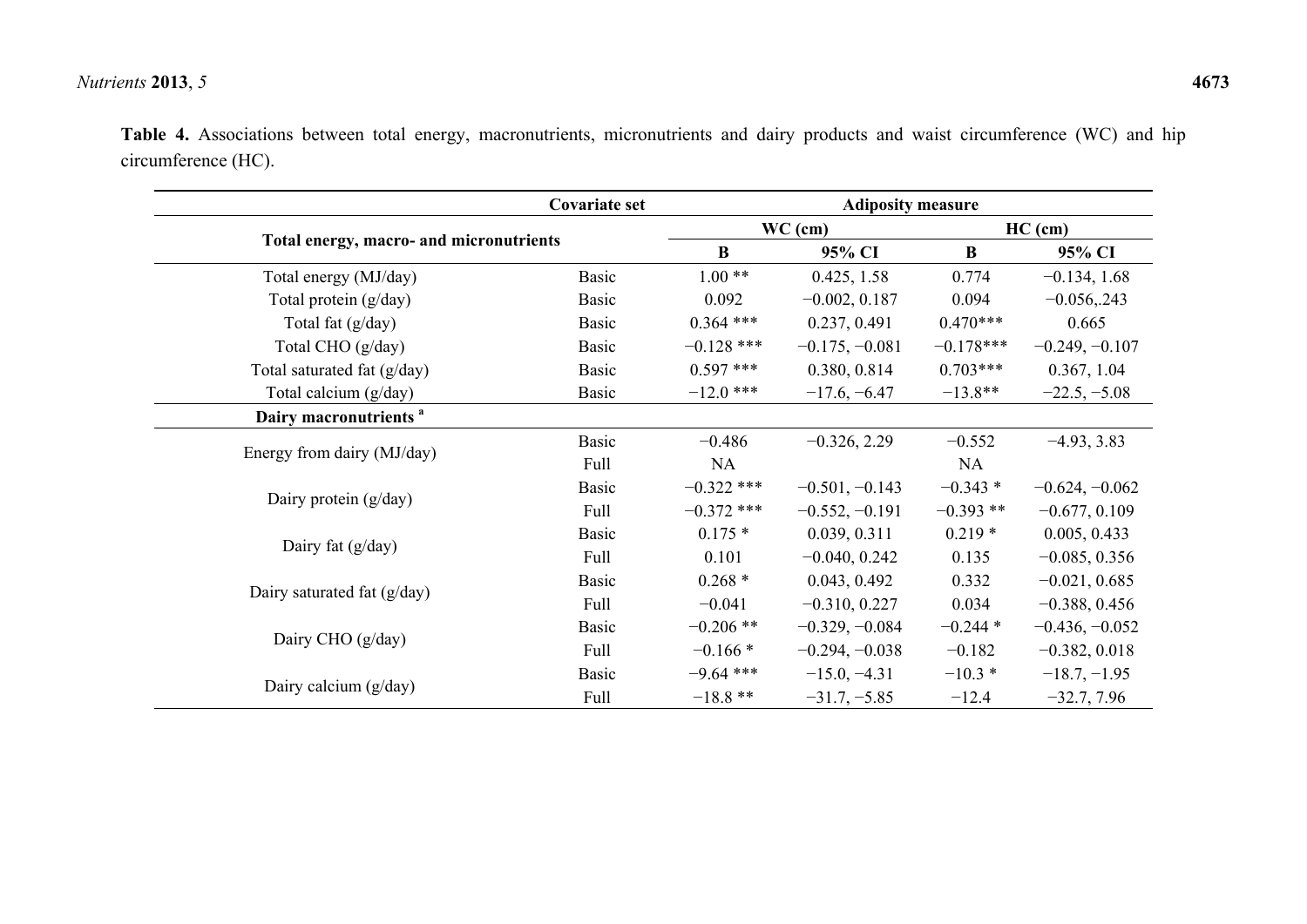**Table 4.** Associations between total energy, macronutrients, micronutrients and dairy products and waist circumference (WC) and hip circumference (HC).

| Total energy, macro- and micronutrients | Covariate set | Adiposity measure | | | |
|---|---|---|---|---|---|
| | | WC (cm) | | HC (cm) | |
| | | B | 95% CI | B | 95% CI |
| Total energy (MJ/day) | Basic | 1.00 ** | 0.425, 1.58 | 0.774 | −0.134, 1.68 |
| Total protein (g/day) | Basic | 0.092 | −0.002, 0.187 | 0.094 | −0.056,.243 |
| Total fat (g/day) | Basic | 0.364 *** | 0.237, 0.491 | 0.470*** | 0.665 |
| Total CHO (g/day) | Basic | −0.128 *** | −0.175, −0.081 | −0.178*** | −0.249, −0.107 |
| Total saturated fat (g/day) | Basic | 0.597 *** | 0.380, 0.814 | 0.703*** | 0.367, 1.04 |
| Total calcium (g/day) | Basic | −12.0 *** | −17.6, −6.47 | −13.8** | −22.5, −5.08 |
| **Dairy macronutrients [a]** | | | | | |
| Energy from dairy (MJ/day) | Basic | −0.486 | −0.326, 2.29 | −0.552 | −4.93, 3.83 |
| | Full | NA | | NA | |
| Dairy protein (g/day) | Basic | −0.322 *** | −0.501, −0.143 | −0.343 * | −0.624, −0.062 |
| | Full | −0.372 *** | −0.552, −0.191 | −0.393 ** | −0.677, 0.109 |
| Dairy fat (g/day) | Basic | 0.175 * | 0.039, 0.311 | 0.219 * | 0.005, 0.433 |
| | Full | 0.101 | −0.040, 0.242 | 0.135 | −0.085, 0.356 |
| Dairy saturated fat (g/day) | Basic | 0.268 * | 0.043, 0.492 | 0.332 | −0.021, 0.685 |
| | Full | −0.041 | −0.310, 0.227 | 0.034 | −0.388, 0.456 |
| Dairy CHO (g/day) | Basic | −0.206 ** | −0.329, −0.084 | −0.244 * | −0.436, −0.052 |
| | Full | −0.166 * | −0.294, −0.038 | −0.182 | −0.382, 0.018 |
| Dairy calcium (g/day) | Basic | −9.64 *** | −15.0, −4.31 | −10.3 * | −18.7, −1.95 |
| | Full | −18.8 ** | −31.7, −5.85 | −12.4 | −32.7, 7.96 |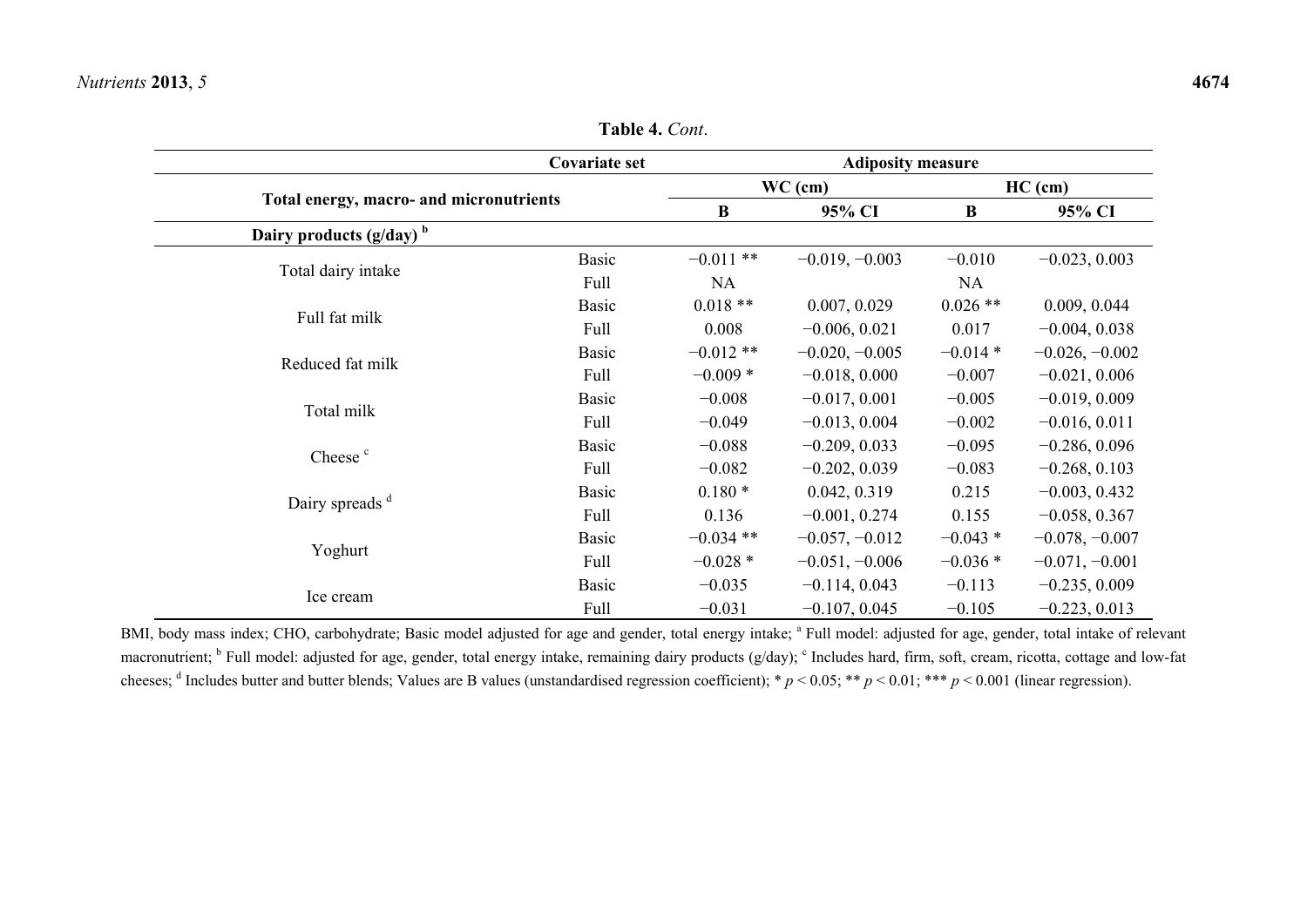**Table 4.** *Cont.*

| Total energy, macro- and micronutrients | Covariate set | Adiposity measure | | | |
|---|---|---|---|---|---|
| | | WC (cm) | | HC (cm) | |
| | | B | 95% CI | B | 95% CI |
| **Dairy products (g/day)** [b] | | | | | |
| Total dairy intake | Basic | −0.011 ** | −0.019, −0.003 | −0.010 | −0.023, 0.003 |
| | Full | NA | | NA | |
| Full fat milk | Basic | 0.018 ** | 0.007, 0.029 | 0.026 ** | 0.009, 0.044 |
| | Full | 0.008 | −0.006, 0.021 | 0.017 | −0.004, 0.038 |
| Reduced fat milk | Basic | −0.012 ** | −0.020, −0.005 | −0.014 * | −0.026, −0.002 |
| | Full | −0.009 * | −0.018, 0.000 | −0.007 | −0.021, 0.006 |
| Total milk | Basic | −0.008 | −0.017, 0.001 | −0.005 | −0.019, 0.009 |
| | Full | −0.049 | −0.013, 0.004 | −0.002 | −0.016, 0.011 |
| Cheese [c] | Basic | −0.088 | −0.209, 0.033 | −0.095 | −0.286, 0.096 |
| | Full | −0.082 | −0.202, 0.039 | −0.083 | −0.268, 0.103 |
| Dairy spreads [d] | Basic | 0.180 * | 0.042, 0.319 | 0.215 | −0.003, 0.432 |
| | Full | 0.136 | −0.001, 0.274 | 0.155 | −0.058, 0.367 |
| Yoghurt | Basic | −0.034 ** | −0.057, −0.012 | −0.043 * | −0.078, −0.007 |
| | Full | −0.028 * | −0.051, −0.006 | −0.036 * | −0.071, −0.001 |
| Ice cream | Basic | −0.035 | −0.114, 0.043 | −0.113 | −0.235, 0.009 |
| | Full | −0.031 | −0.107, 0.045 | −0.105 | −0.223, 0.013 |

BMI, body mass index; CHO, carbohydrate; Basic model adjusted for age and gender, total energy intake; [a] Full model: adjusted for age, gender, total intake of relevant macronutrient; [b] Full model: adjusted for age, gender, total energy intake, remaining dairy products (g/day); [c] Includes hard, firm, soft, cream, ricotta, cottage and low-fat cheeses; [d] Includes butter and butter blends; Values are B values (unstandardised regression coefficient); * $p < 0.05$; ** $p < 0.01$; *** $p < 0.001$ (linear regression).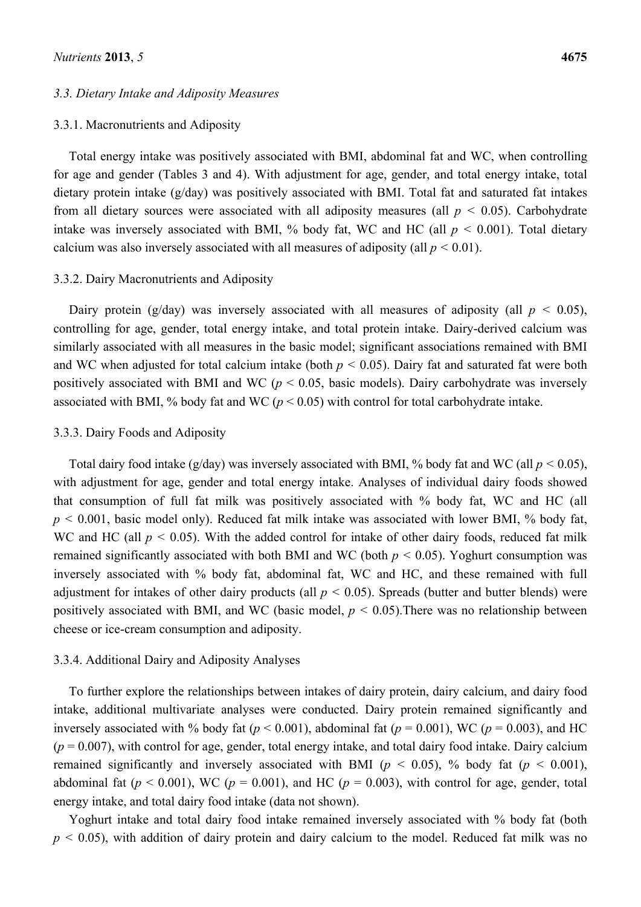### 3.3. Dietary Intake and Adiposity Measures

#### 3.3.1. Macronutrients and Adiposity

Total energy intake was positively associated with BMI, abdominal fat and WC, when controlling for age and gender (Tables 3 and 4). With adjustment for age, gender, and total energy intake, total dietary protein intake (g/day) was positively associated with BMI. Total fat and saturated fat intakes from all dietary sources were associated with all adiposity measures (all $p < 0.05$). Carbohydrate intake was inversely associated with BMI, % body fat, WC and HC (all $p < 0.001$). Total dietary calcium was also inversely associated with all measures of adiposity (all $p < 0.01$).

#### 3.3.2. Dairy Macronutrients and Adiposity

Dairy protein (g/day) was inversely associated with all measures of adiposity (all $p < 0.05$), controlling for age, gender, total energy intake, and total protein intake. Dairy-derived calcium was similarly associated with all measures in the basic model; significant associations remained with BMI and WC when adjusted for total calcium intake (both $p < 0.05$). Dairy fat and saturated fat were both positively associated with BMI and WC ($p < 0.05$, basic models). Dairy carbohydrate was inversely associated with BMI, % body fat and WC ($p < 0.05$) with control for total carbohydrate intake.

#### 3.3.3. Dairy Foods and Adiposity

Total dairy food intake (g/day) was inversely associated with BMI, % body fat and WC (all $p < 0.05$), with adjustment for age, gender and total energy intake. Analyses of individual dairy foods showed that consumption of full fat milk was positively associated with % body fat, WC and HC (all $p < 0.001$, basic model only). Reduced fat milk intake was associated with lower BMI, % body fat, WC and HC (all $p < 0.05$). With the added control for intake of other dairy foods, reduced fat milk remained significantly associated with both BMI and WC (both $p < 0.05$). Yoghurt consumption was inversely associated with % body fat, abdominal fat, WC and HC, and these remained with full adjustment for intakes of other dairy products (all $p < 0.05$). Spreads (butter and butter blends) were positively associated with BMI, and WC (basic model, $p < 0.05$).There was no relationship between cheese or ice-cream consumption and adiposity.

#### 3.3.4. Additional Dairy and Adiposity Analyses

To further explore the relationships between intakes of dairy protein, dairy calcium, and dairy food intake, additional multivariate analyses were conducted. Dairy protein remained significantly and inversely associated with % body fat ($p < 0.001$), abdominal fat ($p = 0.001$), WC ($p = 0.003$), and HC ($p = 0.007$), with control for age, gender, total energy intake, and total dairy food intake. Dairy calcium remained significantly and inversely associated with BMI ($p < 0.05$), % body fat ($p < 0.001$), abdominal fat ($p < 0.001$), WC ($p = 0.001$), and HC ($p = 0.003$), with control for age, gender, total energy intake, and total dairy food intake (data not shown).

Yoghurt intake and total dairy food intake remained inversely associated with % body fat (both $p < 0.05$), with addition of dairy protein and dairy calcium to the model. Reduced fat milk was no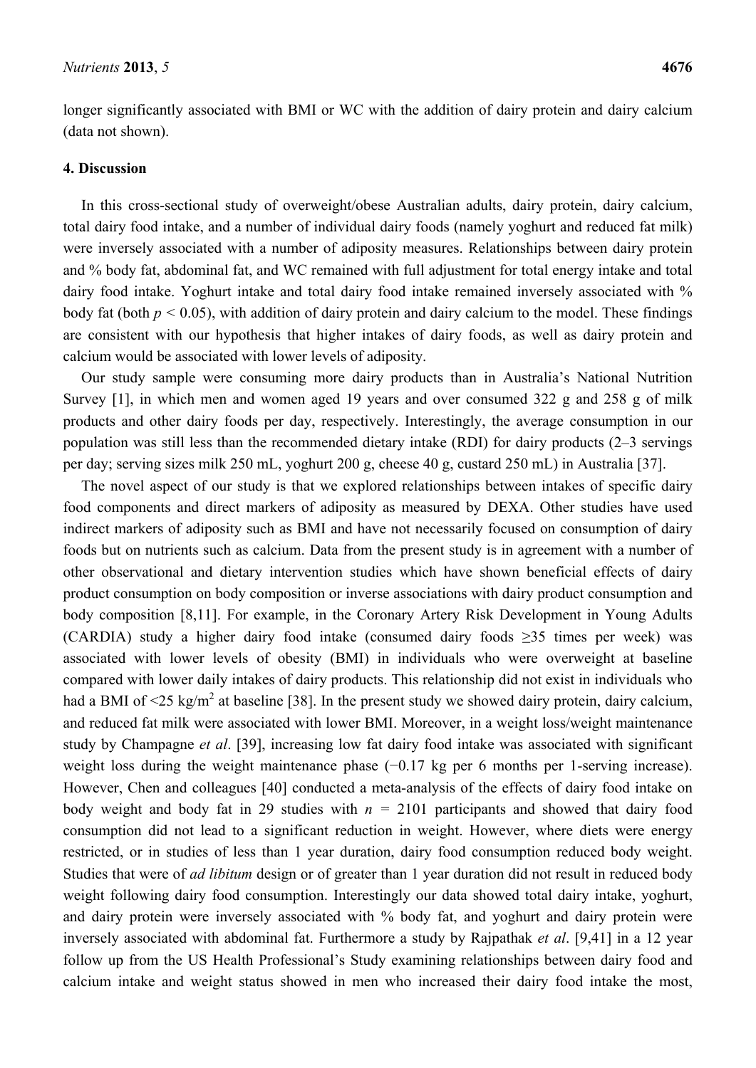longer significantly associated with BMI or WC with the addition of dairy protein and dairy calcium (data not shown).

## 4. Discussion

In this cross-sectional study of overweight/obese Australian adults, dairy protein, dairy calcium, total dairy food intake, and a number of individual dairy foods (namely yoghurt and reduced fat milk) were inversely associated with a number of adiposity measures. Relationships between dairy protein and % body fat, abdominal fat, and WC remained with full adjustment for total energy intake and total dairy food intake. Yoghurt intake and total dairy food intake remained inversely associated with % body fat (both $p < 0.05$), with addition of dairy protein and dairy calcium to the model. These findings are consistent with our hypothesis that higher intakes of dairy foods, as well as dairy protein and calcium would be associated with lower levels of adiposity.

Our study sample were consuming more dairy products than in Australia's National Nutrition Survey [1], in which men and women aged 19 years and over consumed 322 g and 258 g of milk products and other dairy foods per day, respectively. Interestingly, the average consumption in our population was still less than the recommended dietary intake (RDI) for dairy products (2–3 servings per day; serving sizes milk 250 mL, yoghurt 200 g, cheese 40 g, custard 250 mL) in Australia [37].

The novel aspect of our study is that we explored relationships between intakes of specific dairy food components and direct markers of adiposity as measured by DEXA. Other studies have used indirect markers of adiposity such as BMI and have not necessarily focused on consumption of dairy foods but on nutrients such as calcium. Data from the present study is in agreement with a number of other observational and dietary intervention studies which have shown beneficial effects of dairy product consumption on body composition or inverse associations with dairy product consumption and body composition [8,11]. For example, in the Coronary Artery Risk Development in Young Adults (CARDIA) study a higher dairy food intake (consumed dairy foods ≥35 times per week) was associated with lower levels of obesity (BMI) in individuals who were overweight at baseline compared with lower daily intakes of dairy products. This relationship did not exist in individuals who had a BMI of <25 kg/m$^2$ at baseline [38]. In the present study we showed dairy protein, dairy calcium, and reduced fat milk were associated with lower BMI. Moreover, in a weight loss/weight maintenance study by Champagne *et al*. [39], increasing low fat dairy food intake was associated with significant weight loss during the weight maintenance phase (−0.17 kg per 6 months per 1-serving increase). However, Chen and colleagues [40] conducted a meta-analysis of the effects of dairy food intake on body weight and body fat in 29 studies with $n$ = 2101 participants and showed that dairy food consumption did not lead to a significant reduction in weight. However, where diets were energy restricted, or in studies of less than 1 year duration, dairy food consumption reduced body weight. Studies that were of *ad libitum* design or of greater than 1 year duration did not result in reduced body weight following dairy food consumption. Interestingly our data showed total dairy intake, yoghurt, and dairy protein were inversely associated with % body fat, and yoghurt and dairy protein were inversely associated with abdominal fat. Furthermore a study by Rajpathak *et al*. [9,41] in a 12 year follow up from the US Health Professional's Study examining relationships between dairy food and calcium intake and weight status showed in men who increased their dairy food intake the most,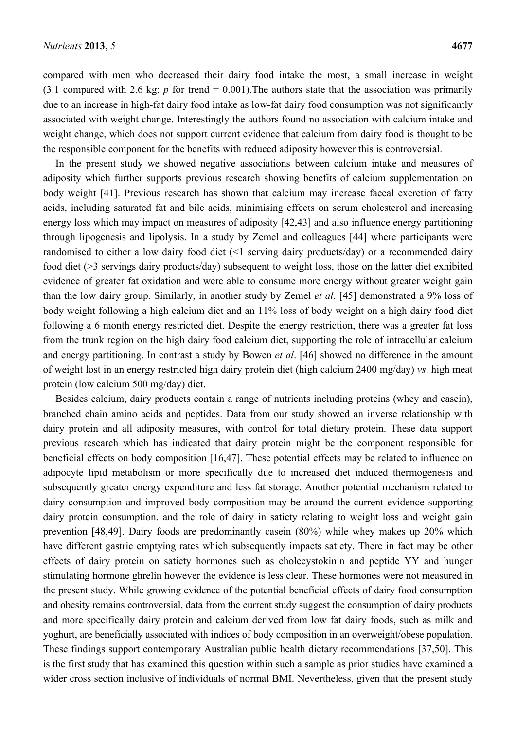compared with men who decreased their dairy food intake the most, a small increase in weight (3.1 compared with 2.6 kg; $p$ for trend = 0.001).The authors state that the association was primarily due to an increase in high-fat dairy food intake as low-fat dairy food consumption was not significantly associated with weight change. Interestingly the authors found no association with calcium intake and weight change, which does not support current evidence that calcium from dairy food is thought to be the responsible component for the benefits with reduced adiposity however this is controversial.

In the present study we showed negative associations between calcium intake and measures of adiposity which further supports previous research showing benefits of calcium supplementation on body weight [41]. Previous research has shown that calcium may increase faecal excretion of fatty acids, including saturated fat and bile acids, minimising effects on serum cholesterol and increasing energy loss which may impact on measures of adiposity [42,43] and also influence energy partitioning through lipogenesis and lipolysis. In a study by Zemel and colleagues [44] where participants were randomised to either a low dairy food diet (<1 serving dairy products/day) or a recommended dairy food diet (>3 servings dairy products/day) subsequent to weight loss, those on the latter diet exhibited evidence of greater fat oxidation and were able to consume more energy without greater weight gain than the low dairy group. Similarly, in another study by Zemel *et al*. [45] demonstrated a 9% loss of body weight following a high calcium diet and an 11% loss of body weight on a high dairy food diet following a 6 month energy restricted diet. Despite the energy restriction, there was a greater fat loss from the trunk region on the high dairy food calcium diet, supporting the role of intracellular calcium and energy partitioning. In contrast a study by Bowen *et al*. [46] showed no difference in the amount of weight lost in an energy restricted high dairy protein diet (high calcium 2400 mg/day) *vs*. high meat protein (low calcium 500 mg/day) diet.

Besides calcium, dairy products contain a range of nutrients including proteins (whey and casein), branched chain amino acids and peptides. Data from our study showed an inverse relationship with dairy protein and all adiposity measures, with control for total dietary protein. These data support previous research which has indicated that dairy protein might be the component responsible for beneficial effects on body composition [16,47]. These potential effects may be related to influence on adipocyte lipid metabolism or more specifically due to increased diet induced thermogenesis and subsequently greater energy expenditure and less fat storage. Another potential mechanism related to dairy consumption and improved body composition may be around the current evidence supporting dairy protein consumption, and the role of dairy in satiety relating to weight loss and weight gain prevention [48,49]. Dairy foods are predominantly casein (80%) while whey makes up 20% which have different gastric emptying rates which subsequently impacts satiety. There in fact may be other effects of dairy protein on satiety hormones such as cholecystokinin and peptide YY and hunger stimulating hormone ghrelin however the evidence is less clear. These hormones were not measured in the present study. While growing evidence of the potential beneficial effects of dairy food consumption and obesity remains controversial, data from the current study suggest the consumption of dairy products and more specifically dairy protein and calcium derived from low fat dairy foods, such as milk and yoghurt, are beneficially associated with indices of body composition in an overweight/obese population. These findings support contemporary Australian public health dietary recommendations [37,50]. This is the first study that has examined this question within such a sample as prior studies have examined a wider cross section inclusive of individuals of normal BMI. Nevertheless, given that the present study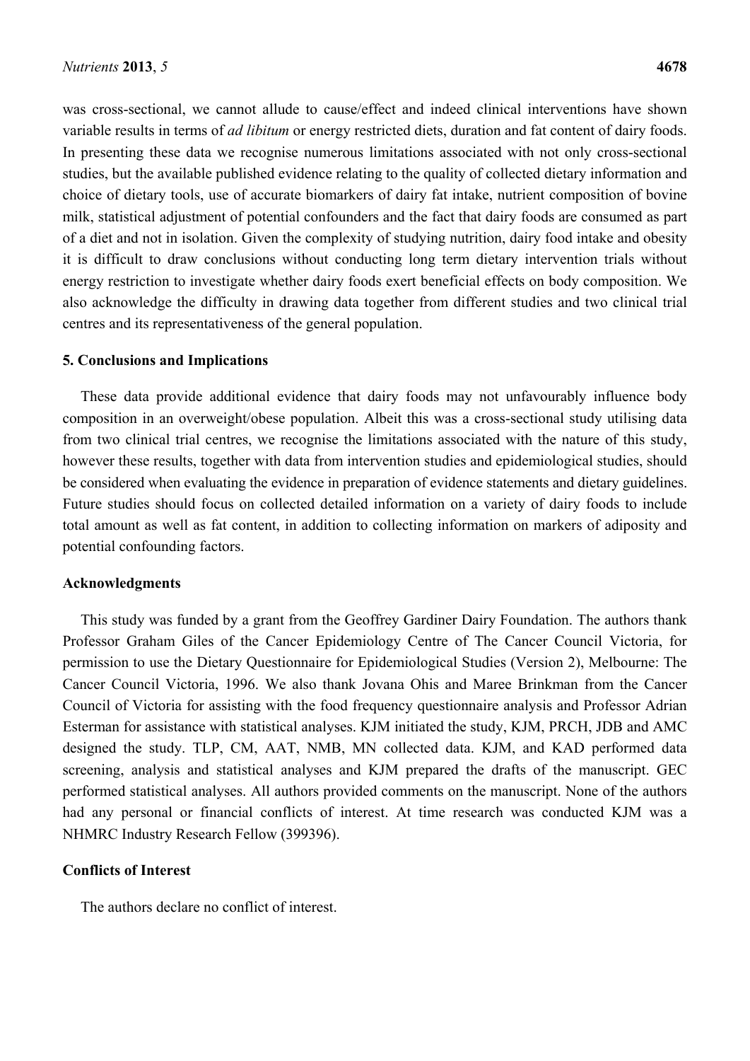was cross-sectional, we cannot allude to cause/effect and indeed clinical interventions have shown variable results in terms of *ad libitum* or energy restricted diets, duration and fat content of dairy foods. In presenting these data we recognise numerous limitations associated with not only cross-sectional studies, but the available published evidence relating to the quality of collected dietary information and choice of dietary tools, use of accurate biomarkers of dairy fat intake, nutrient composition of bovine milk, statistical adjustment of potential confounders and the fact that dairy foods are consumed as part of a diet and not in isolation. Given the complexity of studying nutrition, dairy food intake and obesity it is difficult to draw conclusions without conducting long term dietary intervention trials without energy restriction to investigate whether dairy foods exert beneficial effects on body composition. We also acknowledge the difficulty in drawing data together from different studies and two clinical trial centres and its representativeness of the general population.

## 5. Conclusions and Implications

These data provide additional evidence that dairy foods may not unfavourably influence body composition in an overweight/obese population. Albeit this was a cross-sectional study utilising data from two clinical trial centres, we recognise the limitations associated with the nature of this study, however these results, together with data from intervention studies and epidemiological studies, should be considered when evaluating the evidence in preparation of evidence statements and dietary guidelines. Future studies should focus on collected detailed information on a variety of dairy foods to include total amount as well as fat content, in addition to collecting information on markers of adiposity and potential confounding factors.

## Acknowledgments

This study was funded by a grant from the Geoffrey Gardiner Dairy Foundation. The authors thank Professor Graham Giles of the Cancer Epidemiology Centre of The Cancer Council Victoria, for permission to use the Dietary Questionnaire for Epidemiological Studies (Version 2), Melbourne: The Cancer Council Victoria, 1996. We also thank Jovana Ohis and Maree Brinkman from the Cancer Council of Victoria for assisting with the food frequency questionnaire analysis and Professor Adrian Esterman for assistance with statistical analyses. KJM initiated the study, KJM, PRCH, JDB and AMC designed the study. TLP, CM, AAT, NMB, MN collected data. KJM, and KAD performed data screening, analysis and statistical analyses and KJM prepared the drafts of the manuscript. GEC performed statistical analyses. All authors provided comments on the manuscript. None of the authors had any personal or financial conflicts of interest. At time research was conducted KJM was a NHMRC Industry Research Fellow (399396).

## Conflicts of Interest

The authors declare no conflict of interest.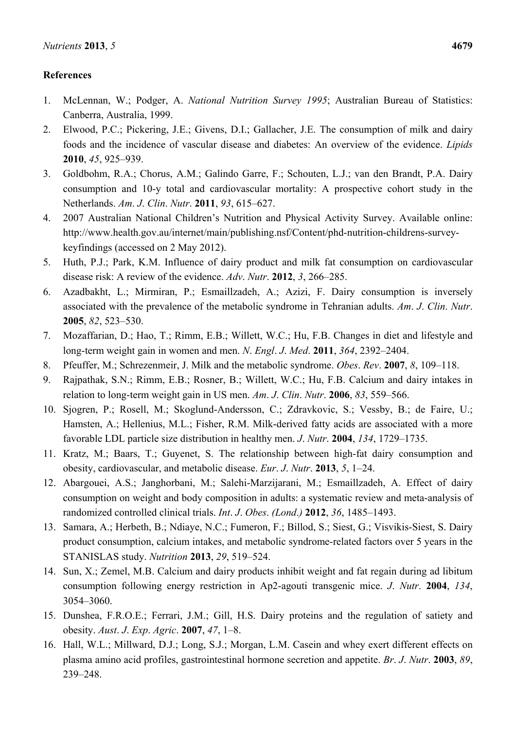## References

1. McLennan, W.; Podger, A. *National Nutrition Survey 1995*; Australian Bureau of Statistics: Canberra, Australia, 1999.
2. Elwood, P.C.; Pickering, J.E.; Givens, D.I.; Gallacher, J.E. The consumption of milk and dairy foods and the incidence of vascular disease and diabetes: An overview of the evidence. *Lipids* **2010**, *45*, 925–939.
3. Goldbohm, R.A.; Chorus, A.M.; Galindo Garre, F.; Schouten, L.J.; van den Brandt, P.A. Dairy consumption and 10-y total and cardiovascular mortality: A prospective cohort study in the Netherlands. *Am*. *J*. *Clin*. *Nutr*. **2011**, *93*, 615–627.
4. 2007 Australian National Children's Nutrition and Physical Activity Survey. Available online: http://www.health.gov.au/internet/main/publishing.nsf/Content/phd-nutrition-childrens-survey-keyfindings (accessed on 2 May 2012).
5. Huth, P.J.; Park, K.M. Influence of dairy product and milk fat consumption on cardiovascular disease risk: A review of the evidence. *Adv*. *Nutr*. **2012**, *3*, 266–285.
6. Azadbakht, L.; Mirmiran, P.; Esmaillzadeh, A.; Azizi, F. Dairy consumption is inversely associated with the prevalence of the metabolic syndrome in Tehranian adults. *Am*. *J*. *Clin*. *Nutr*. **2005**, *82*, 523–530.
7. Mozaffarian, D.; Hao, T.; Rimm, E.B.; Willett, W.C.; Hu, F.B. Changes in diet and lifestyle and long-term weight gain in women and men. *N*. *Engl*. *J*. *Med*. **2011**, *364*, 2392–2404.
8. Pfeuffer, M.; Schrezenmeir, J. Milk and the metabolic syndrome. *Obes*. *Rev*. **2007**, *8*, 109–118.
9. Rajpathak, S.N.; Rimm, E.B.; Rosner, B.; Willett, W.C.; Hu, F.B. Calcium and dairy intakes in relation to long-term weight gain in US men. *Am*. *J*. *Clin*. *Nutr*. **2006**, *83*, 559–566.
10. Sjogren, P.; Rosell, M.; Skoglund-Andersson, C.; Zdravkovic, S.; Vessby, B.; de Faire, U.; Hamsten, A.; Hellenius, M.L.; Fisher, R.M. Milk-derived fatty acids are associated with a more favorable LDL particle size distribution in healthy men. *J*. *Nutr*. **2004**, *134*, 1729–1735.
11. Kratz, M.; Baars, T.; Guyenet, S. The relationship between high-fat dairy consumption and obesity, cardiovascular, and metabolic disease. *Eur*. *J*. *Nutr*. **2013**, *5*, 1–24.
12. Abargouei, A.S.; Janghorbani, M.; Salehi-Marzijarani, M.; Esmaillzadeh, A. Effect of dairy consumption on weight and body composition in adults: a systematic review and meta-analysis of randomized controlled clinical trials. *Int*. *J*. *Obes*. *(Lond.)* **2012**, *36*, 1485–1493.
13. Samara, A.; Herbeth, B.; Ndiaye, N.C.; Fumeron, F.; Billod, S.; Siest, G.; Visvikis-Siest, S. Dairy product consumption, calcium intakes, and metabolic syndrome-related factors over 5 years in the STANISLAS study. *Nutrition* **2013**, *29*, 519–524.
14. Sun, X.; Zemel, M.B. Calcium and dairy products inhibit weight and fat regain during ad libitum consumption following energy restriction in Ap2-agouti transgenic mice. *J*. *Nutr*. **2004**, *134*, 3054–3060.
15. Dunshea, F.R.O.E.; Ferrari, J.M.; Gill, H.S. Dairy proteins and the regulation of satiety and obesity. *Aust*. *J*. *Exp*. *Agric*. **2007**, *47*, 1–8.
16. Hall, W.L.; Millward, D.J.; Long, S.J.; Morgan, L.M. Casein and whey exert different effects on plasma amino acid profiles, gastrointestinal hormone secretion and appetite. *Br*. *J*. *Nutr*. **2003**, *89*, 239–248.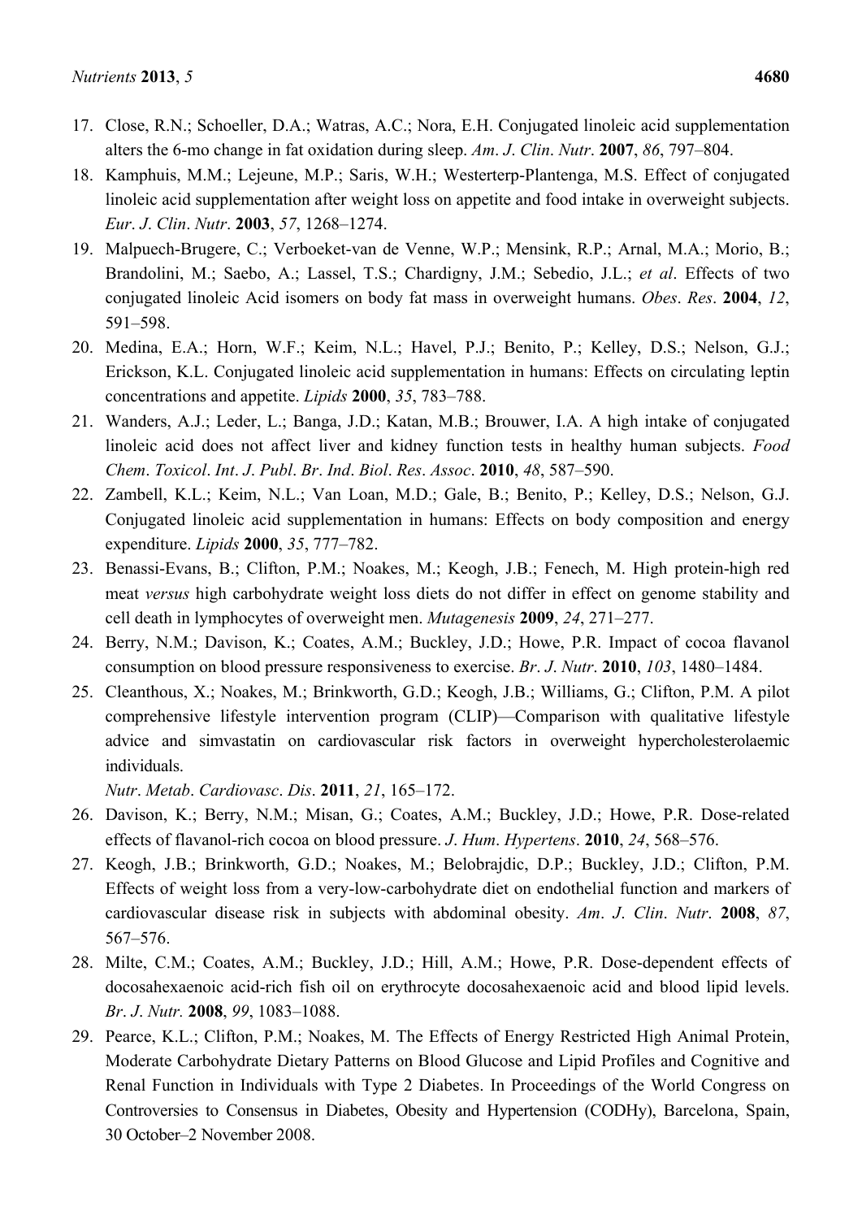17. Close, R.N.; Schoeller, D.A.; Watras, A.C.; Nora, E.H. Conjugated linoleic acid supplementation alters the 6-mo change in fat oxidation during sleep. *Am*. *J*. *Clin*. *Nutr*. **2007**, *86*, 797–804.
18. Kamphuis, M.M.; Lejeune, M.P.; Saris, W.H.; Westerterp-Plantenga, M.S. Effect of conjugated linoleic acid supplementation after weight loss on appetite and food intake in overweight subjects. *Eur*. *J*. *Clin*. *Nutr*. **2003**, *57*, 1268–1274.
19. Malpuech-Brugere, C.; Verboeket-van de Venne, W.P.; Mensink, R.P.; Arnal, M.A.; Morio, B.; Brandolini, M.; Saebo, A.; Lassel, T.S.; Chardigny, J.M.; Sebedio, J.L.; *et al*. Effects of two conjugated linoleic Acid isomers on body fat mass in overweight humans. *Obes*. *Res*. **2004**, *12*, 591–598.
20. Medina, E.A.; Horn, W.F.; Keim, N.L.; Havel, P.J.; Benito, P.; Kelley, D.S.; Nelson, G.J.; Erickson, K.L. Conjugated linoleic acid supplementation in humans: Effects on circulating leptin concentrations and appetite. *Lipids* **2000**, *35*, 783–788.
21. Wanders, A.J.; Leder, L.; Banga, J.D.; Katan, M.B.; Brouwer, I.A. A high intake of conjugated linoleic acid does not affect liver and kidney function tests in healthy human subjects. *Food Chem*. *Toxicol*. *Int*. *J*. *Publ*. *Br*. *Ind*. *Biol*. *Res*. *Assoc*. **2010**, *48*, 587–590.
22. Zambell, K.L.; Keim, N.L.; Van Loan, M.D.; Gale, B.; Benito, P.; Kelley, D.S.; Nelson, G.J. Conjugated linoleic acid supplementation in humans: Effects on body composition and energy expenditure. *Lipids* **2000**, *35*, 777–782.
23. Benassi-Evans, B.; Clifton, P.M.; Noakes, M.; Keogh, J.B.; Fenech, M. High protein-high red meat *versus* high carbohydrate weight loss diets do not differ in effect on genome stability and cell death in lymphocytes of overweight men. *Mutagenesis* **2009**, *24*, 271–277.
24. Berry, N.M.; Davison, K.; Coates, A.M.; Buckley, J.D.; Howe, P.R. Impact of cocoa flavanol consumption on blood pressure responsiveness to exercise. *Br*. *J*. *Nutr*. **2010**, *103*, 1480–1484.
25. Cleanthous, X.; Noakes, M.; Brinkworth, G.D.; Keogh, J.B.; Williams, G.; Clifton, P.M. A pilot comprehensive lifestyle intervention program (CLIP)—Comparison with qualitative lifestyle advice and simvastatin on cardiovascular risk factors in overweight hypercholesterolaemic individuals.
    *Nutr*. *Metab*. *Cardiovasc*. *Dis*. **2011**, *21*, 165–172.
26. Davison, K.; Berry, N.M.; Misan, G.; Coates, A.M.; Buckley, J.D.; Howe, P.R. Dose-related effects of flavanol-rich cocoa on blood pressure. *J*. *Hum*. *Hypertens*. **2010**, *24*, 568–576.
27. Keogh, J.B.; Brinkworth, G.D.; Noakes, M.; Belobrajdic, D.P.; Buckley, J.D.; Clifton, P.M. Effects of weight loss from a very-low-carbohydrate diet on endothelial function and markers of cardiovascular disease risk in subjects with abdominal obesity. *Am*. *J*. *Clin*. *Nutr*. **2008**, *87*, 567–576.
28. Milte, C.M.; Coates, A.M.; Buckley, J.D.; Hill, A.M.; Howe, P.R. Dose-dependent effects of docosahexaenoic acid-rich fish oil on erythrocyte docosahexaenoic acid and blood lipid levels. *Br*. *J*. *Nutr.* **2008**, *99*, 1083–1088.
29. Pearce, K.L.; Clifton, P.M.; Noakes, M. The Effects of Energy Restricted High Animal Protein, Moderate Carbohydrate Dietary Patterns on Blood Glucose and Lipid Profiles and Cognitive and Renal Function in Individuals with Type 2 Diabetes. In Proceedings of the World Congress on Controversies to Consensus in Diabetes, Obesity and Hypertension (CODHy), Barcelona, Spain, 30 October–2 November 2008.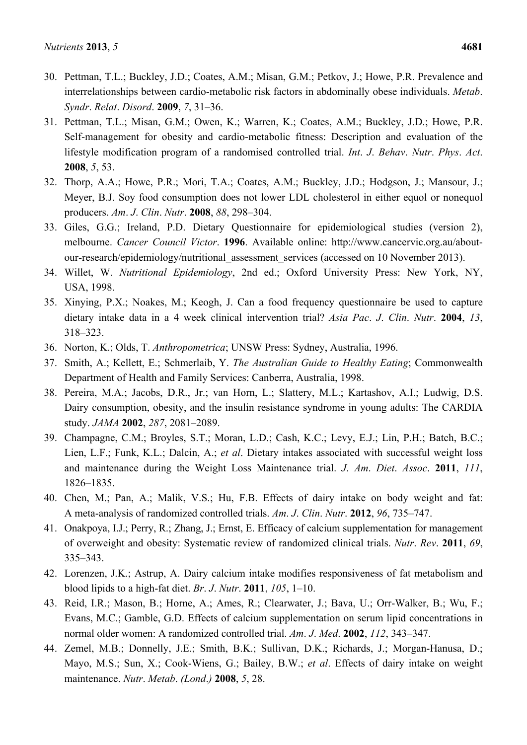30. Pettman, T.L.; Buckley, J.D.; Coates, A.M.; Misan, G.M.; Petkov, J.; Howe, P.R. Prevalence and interrelationships between cardio-metabolic risk factors in abdominally obese individuals. *Metab. Syndr. Relat. Disord.* **2009**, *7*, 31–36.
31. Pettman, T.L.; Misan, G.M.; Owen, K.; Warren, K.; Coates, A.M.; Buckley, J.D.; Howe, P.R. Self-management for obesity and cardio-metabolic fitness: Description and evaluation of the lifestyle modification program of a randomised controlled trial. *Int. J. Behav. Nutr. Phys. Act.* **2008**, *5*, 53.
32. Thorp, A.A.; Howe, P.R.; Mori, T.A.; Coates, A.M.; Buckley, J.D.; Hodgson, J.; Mansour, J.; Meyer, B.J. Soy food consumption does not lower LDL cholesterol in either equol or nonequol producers. *Am. J. Clin. Nutr.* **2008**, *88*, 298–304.
33. Giles, G.G.; Ireland, P.D. Dietary Questionnaire for epidemiological studies (version 2), melbourne. *Cancer Council Victor.* **1996**. Available online: http://www.cancervic.org.au/about-our-research/epidemiology/nutritional_assessment_services (accessed on 10 November 2013).
34. Willet, W. *Nutritional Epidemiology*, 2nd ed.; Oxford University Press: New York, NY, USA, 1998.
35. Xinying, P.X.; Noakes, M.; Keogh, J. Can a food frequency questionnaire be used to capture dietary intake data in a 4 week clinical intervention trial? *Asia Pac. J. Clin. Nutr.* **2004**, *13*, 318–323.
36. Norton, K.; Olds, T. *Anthropometrica*; UNSW Press: Sydney, Australia, 1996.
37. Smith, A.; Kellett, E.; Schmerlaib, Y. *The Australian Guide to Healthy Eating*; Commonwealth Department of Health and Family Services: Canberra, Australia, 1998.
38. Pereira, M.A.; Jacobs, D.R., Jr.; van Horn, L.; Slattery, M.L.; Kartashov, A.I.; Ludwig, D.S. Dairy consumption, obesity, and the insulin resistance syndrome in young adults: The CARDIA study. *JAMA* **2002**, *287*, 2081–2089.
39. Champagne, C.M.; Broyles, S.T.; Moran, L.D.; Cash, K.C.; Levy, E.J.; Lin, P.H.; Batch, B.C.; Lien, L.F.; Funk, K.L.; Dalcin, A.; *et al*. Dietary intakes associated with successful weight loss and maintenance during the Weight Loss Maintenance trial. *J. Am. Diet. Assoc.* **2011**, *111*, 1826–1835.
40. Chen, M.; Pan, A.; Malik, V.S.; Hu, F.B. Effects of dairy intake on body weight and fat: A meta-analysis of randomized controlled trials. *Am. J. Clin. Nutr.* **2012**, *96*, 735–747.
41. Onakpoya, I.J.; Perry, R.; Zhang, J.; Ernst, E. Efficacy of calcium supplementation for management of overweight and obesity: Systematic review of randomized clinical trials. *Nutr. Rev.* **2011**, *69*, 335–343.
42. Lorenzen, J.K.; Astrup, A. Dairy calcium intake modifies responsiveness of fat metabolism and blood lipids to a high-fat diet. *Br. J. Nutr.* **2011**, *105*, 1–10.
43. Reid, I.R.; Mason, B.; Horne, A.; Ames, R.; Clearwater, J.; Bava, U.; Orr-Walker, B.; Wu, F.; Evans, M.C.; Gamble, G.D. Effects of calcium supplementation on serum lipid concentrations in normal older women: A randomized controlled trial. *Am. J. Med.* **2002**, *112*, 343–347.
44. Zemel, M.B.; Donnelly, J.E.; Smith, B.K.; Sullivan, D.K.; Richards, J.; Morgan-Hanusa, D.; Mayo, M.S.; Sun, X.; Cook-Wiens, G.; Bailey, B.W.; *et al*. Effects of dairy intake on weight maintenance. *Nutr. Metab. (Lond.)* **2008**, *5*, 28.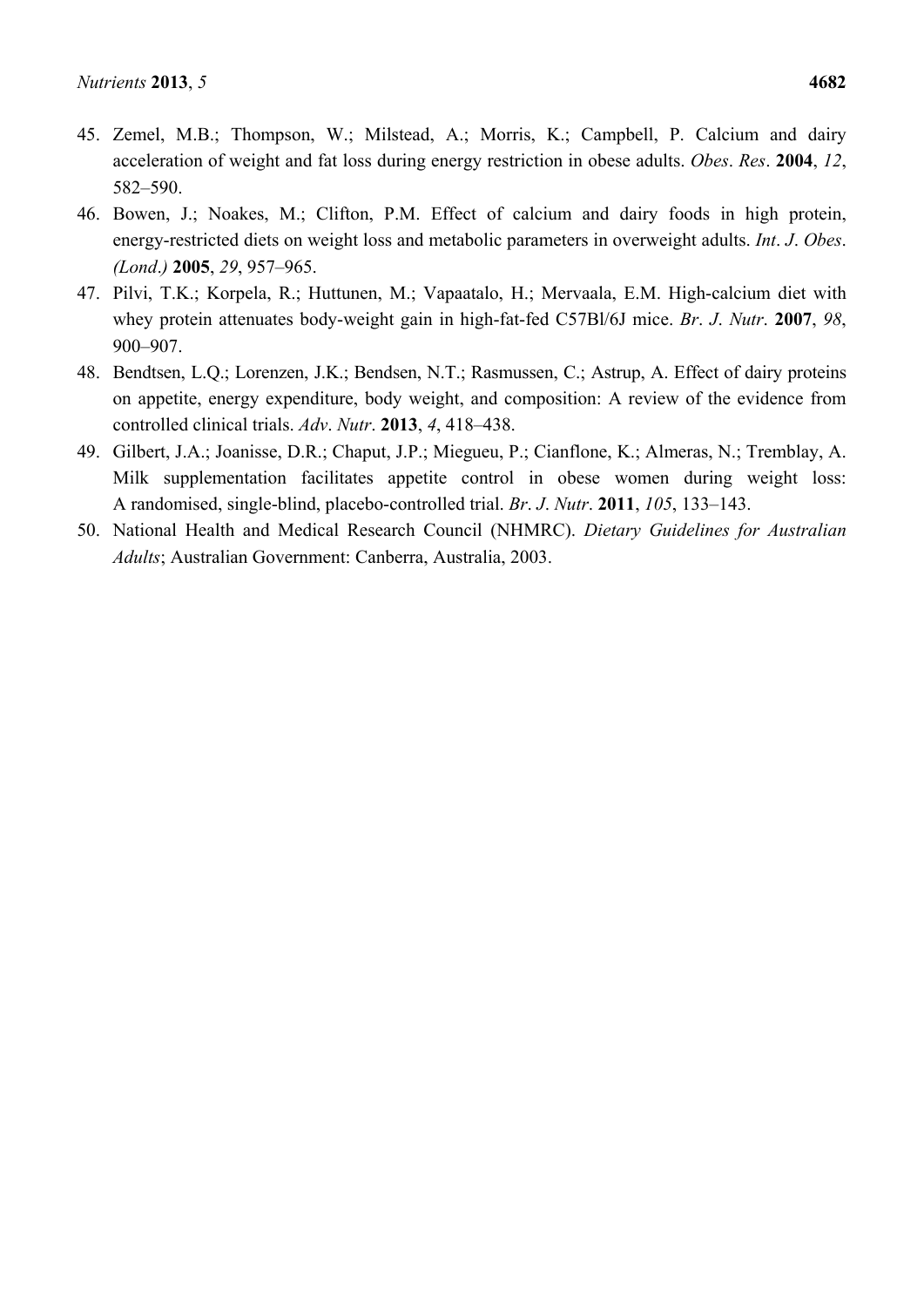45. Zemel, M.B.; Thompson, W.; Milstead, A.; Morris, K.; Campbell, P. Calcium and dairy acceleration of weight and fat loss during energy restriction in obese adults. *Obes*. *Res*. **2004**, *12*, 582–590.
46. Bowen, J.; Noakes, M.; Clifton, P.M. Effect of calcium and dairy foods in high protein, energy-restricted diets on weight loss and metabolic parameters in overweight adults. *Int*. *J*. *Obes*. *(Lond*.*)* **2005**, *29*, 957–965.
47. Pilvi, T.K.; Korpela, R.; Huttunen, M.; Vapaatalo, H.; Mervaala, E.M. High-calcium diet with whey protein attenuates body-weight gain in high-fat-fed C57Bl/6J mice. *Br*. *J*. *Nutr*. **2007**, *98*, 900–907.
48. Bendtsen, L.Q.; Lorenzen, J.K.; Bendsen, N.T.; Rasmussen, C.; Astrup, A. Effect of dairy proteins on appetite, energy expenditure, body weight, and composition: A review of the evidence from controlled clinical trials. *Adv*. *Nutr*. **2013**, *4*, 418–438.
49. Gilbert, J.A.; Joanisse, D.R.; Chaput, J.P.; Miegueu, P.; Cianflone, K.; Almeras, N.; Tremblay, A. Milk supplementation facilitates appetite control in obese women during weight loss: A randomised, single-blind, placebo-controlled trial. *Br*. *J*. *Nutr*. **2011**, *105*, 133–143.
50. National Health and Medical Research Council (NHMRC). *Dietary Guidelines for Australian Adults*; Australian Government: Canberra, Australia, 2003.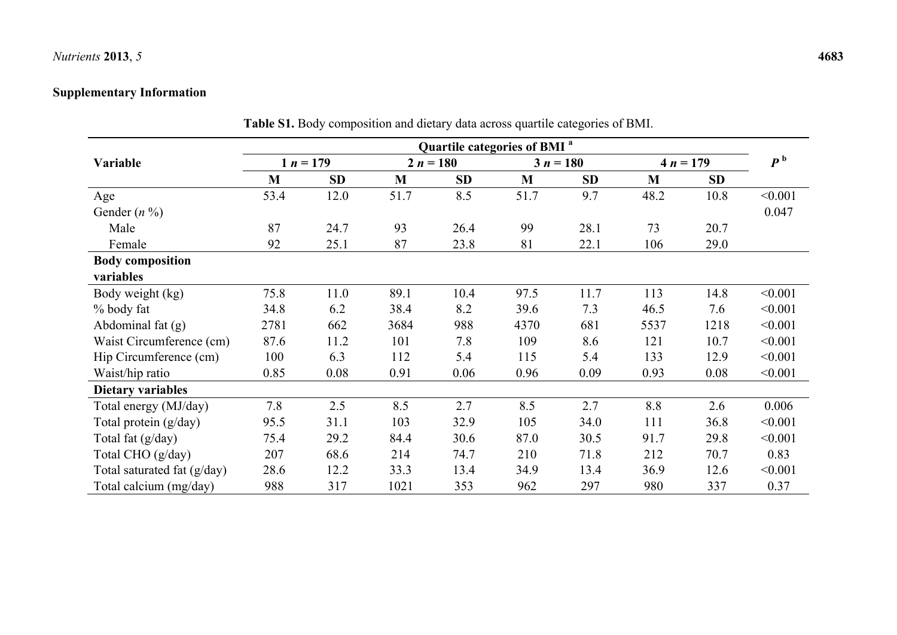## Supplementary Information

**Table S1.** Body composition and dietary data across quartile categories of BMI.

| Variable | Quartile categories of BMI [a] | | | | | | | | $P$ [b] |
|---|---|---|---|---|---|---|---|---|---|
| | 1 $n$ = 179 | | 2 $n$ = 180 | | 3 $n$ = 180 | | 4 $n$ = 179 | | |
| | M | SD | M | SD | M | SD | M | SD | |
| Age | 53.4 | 12.0 | 51.7 | 8.5 | 51.7 | 9.7 | 48.2 | 10.8 | <0.001 |
| Gender ($n$ %) | | | | | | | | | 0.047 |
| Male | 87 | 24.7 | 93 | 26.4 | 99 | 28.1 | 73 | 20.7 | |
| Female | 92 | 25.1 | 87 | 23.8 | 81 | 22.1 | 106 | 29.0 | |
| **Body composition variables** | | | | | | | | | |
| Body weight (kg) | 75.8 | 11.0 | 89.1 | 10.4 | 97.5 | 11.7 | 113 | 14.8 | <0.001 |
| % body fat | 34.8 | 6.2 | 38.4 | 8.2 | 39.6 | 7.3 | 46.5 | 7.6 | <0.001 |
| Abdominal fat (g) | 2781 | 662 | 3684 | 988 | 4370 | 681 | 5537 | 1218 | <0.001 |
| Waist Circumference (cm) | 87.6 | 11.2 | 101 | 7.8 | 109 | 8.6 | 121 | 10.7 | <0.001 |
| Hip Circumference (cm) | 100 | 6.3 | 112 | 5.4 | 115 | 5.4 | 133 | 12.9 | <0.001 |
| Waist/hip ratio | 0.85 | 0.08 | 0.91 | 0.06 | 0.96 | 0.09 | 0.93 | 0.08 | <0.001 |
| **Dietary variables** | | | | | | | | | |
| Total energy (MJ/day) | 7.8 | 2.5 | 8.5 | 2.7 | 8.5 | 2.7 | 8.8 | 2.6 | 0.006 |
| Total protein (g/day) | 95.5 | 31.1 | 103 | 32.9 | 105 | 34.0 | 111 | 36.8 | <0.001 |
| Total fat (g/day) | 75.4 | 29.2 | 84.4 | 30.6 | 87.0 | 30.5 | 91.7 | 29.8 | <0.001 |
| Total CHO (g/day) | 207 | 68.6 | 214 | 74.7 | 210 | 71.8 | 212 | 70.7 | 0.83 |
| Total saturated fat (g/day) | 28.6 | 12.2 | 33.3 | 13.4 | 34.9 | 13.4 | 36.9 | 12.6 | <0.001 |
| Total calcium (mg/day) | 988 | 317 | 1021 | 353 | 962 | 297 | 980 | 337 | 0.37 |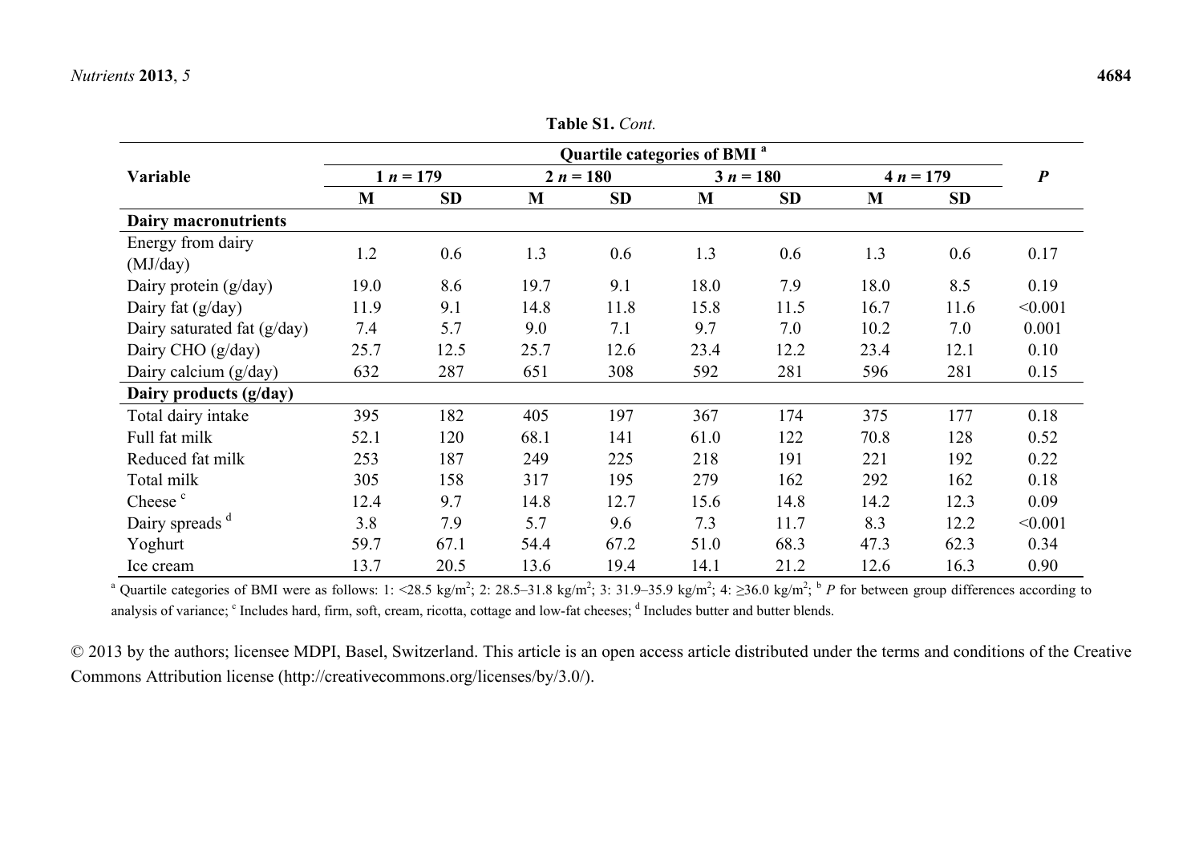**Table S1.** *Cont.*

| Variable | Quartile categories of BMI [a] | | | | | | | | *P* |
|---|---|---|---|---|---|---|---|---|---|
| | 1 $n = 179$ | | 2 $n = 180$ | | 3 $n = 180$ | | 4 $n = 179$ | | |
| | M | SD | M | SD | M | SD | M | SD | |
| **Dairy macronutrients** | | | | | | | | | |
| Energy from dairy (MJ/day) | 1.2 | 0.6 | 1.3 | 0.6 | 1.3 | 0.6 | 1.3 | 0.6 | 0.17 |
| Dairy protein (g/day) | 19.0 | 8.6 | 19.7 | 9.1 | 18.0 | 7.9 | 18.0 | 8.5 | 0.19 |
| Dairy fat (g/day) | 11.9 | 9.1 | 14.8 | 11.8 | 15.8 | 11.5 | 16.7 | 11.6 | <0.001 |
| Dairy saturated fat (g/day) | 7.4 | 5.7 | 9.0 | 7.1 | 9.7 | 7.0 | 10.2 | 7.0 | 0.001 |
| Dairy CHO (g/day) | 25.7 | 12.5 | 25.7 | 12.6 | 23.4 | 12.2 | 23.4 | 12.1 | 0.10 |
| Dairy calcium (g/day) | 632 | 287 | 651 | 308 | 592 | 281 | 596 | 281 | 0.15 |
| **Dairy products (g/day)** | | | | | | | | | |
| Total dairy intake | 395 | 182 | 405 | 197 | 367 | 174 | 375 | 177 | 0.18 |
| Full fat milk | 52.1 | 120 | 68.1 | 141 | 61.0 | 122 | 70.8 | 128 | 0.52 |
| Reduced fat milk | 253 | 187 | 249 | 225 | 218 | 191 | 221 | 192 | 0.22 |
| Total milk | 305 | 158 | 317 | 195 | 279 | 162 | 292 | 162 | 0.18 |
| Cheese [c] | 12.4 | 9.7 | 14.8 | 12.7 | 15.6 | 14.8 | 14.2 | 12.3 | 0.09 |
| Dairy spreads [d] | 3.8 | 7.9 | 5.7 | 9.6 | 7.3 | 11.7 | 8.3 | 12.2 | <0.001 |
| Yoghurt | 59.7 | 67.1 | 54.4 | 67.2 | 51.0 | 68.3 | 47.3 | 62.3 | 0.34 |
| Ice cream | 13.7 | 20.5 | 13.6 | 19.4 | 14.1 | 21.2 | 12.6 | 16.3 | 0.90 |

[a] Quartile categories of BMI were as follows: 1: <28.5 kg/m$^2$; 2: 28.5–31.8 kg/m$^2$; 3: 31.9–35.9 kg/m$^2$; 4: ≥36.0 kg/m$^2$; [b] *P* for between group differences according to analysis of variance; [c] Includes hard, firm, soft, cream, ricotta, cottage and low-fat cheeses; [d] Includes butter and butter blends.

© 2013 by the authors; licensee MDPI, Basel, Switzerland. This article is an open access article distributed under the terms and conditions of the Creative Commons Attribution license (http://creativecommons.org/licenses/by/3.0/).